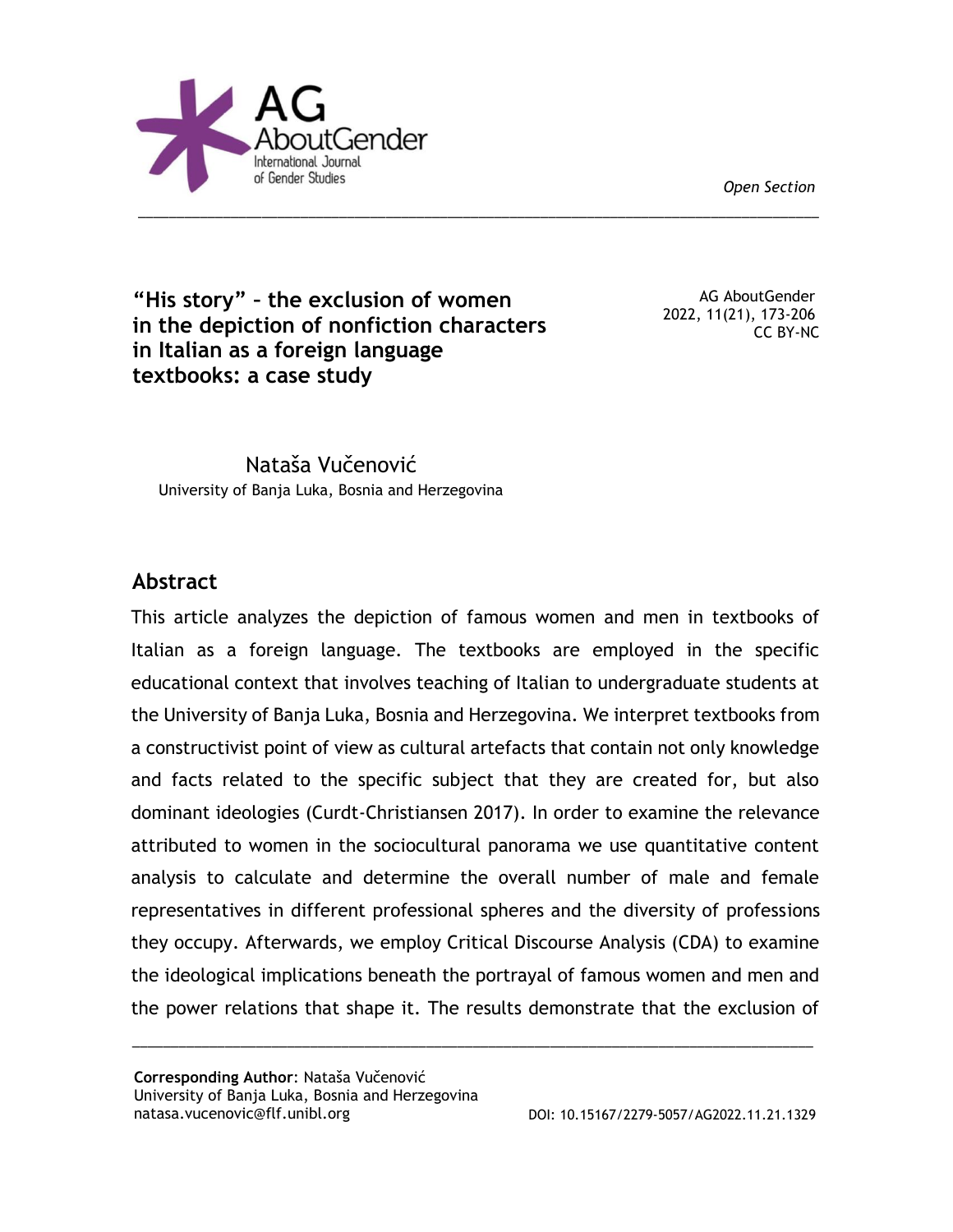*Open Section*

# "His story" – the exclusion of women in the depiction of nonfiction characters in Italian as a foreign language textbooks: a case study

AG AboutGender
2022, 11(21), 173-206
CC BY-NC

Nataša Vučenović
University of Banja Luka, Bosnia and Herzegovina

## Abstract

This article analyzes the depiction of famous women and men in textbooks of Italian as a foreign language. The textbooks are employed in the specific educational context that involves teaching of Italian to undergraduate students at the University of Banja Luka, Bosnia and Herzegovina. We interpret textbooks from a constructivist point of view as cultural artefacts that contain not only knowledge and facts related to the specific subject that they are created for, but also dominant ideologies (Curdt-Christiansen 2017). In order to examine the relevance attributed to women in the sociocultural panorama we use quantitative content analysis to calculate and determine the overall number of male and female representatives in different professional spheres and the diversity of professions they occupy. Afterwards, we employ Critical Discourse Analysis (CDA) to examine the ideological implications beneath the portrayal of famous women and men and the power relations that shape it. The results demonstrate that the exclusion of

**Corresponding Author**: Nataša Vučenović
University of Banja Luka, Bosnia and Herzegovina
natasa.vucenovic@flf.unibl.org

DOI: 10.15167/2279-5057/AG2022.11.21.1329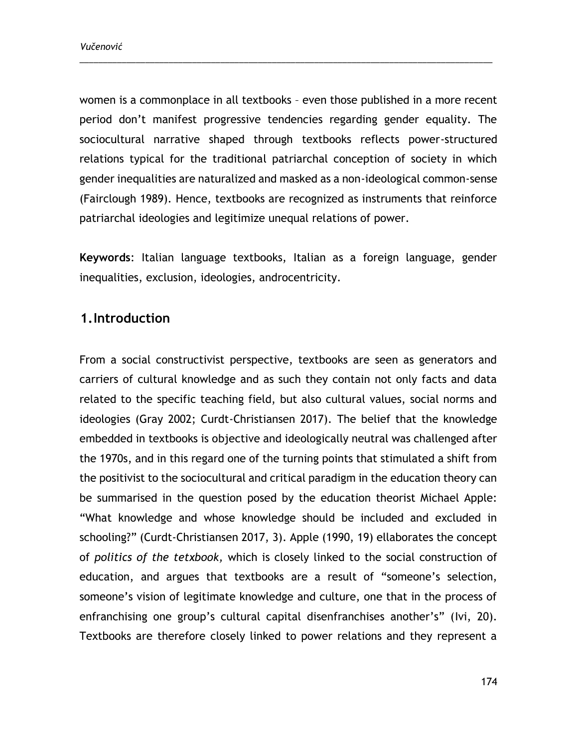women is a commonplace in all textbooks – even those published in a more recent period don't manifest progressive tendencies regarding gender equality. The sociocultural narrative shaped through textbooks reflects power-structured relations typical for the traditional patriarchal conception of society in which gender inequalities are naturalized and masked as a non-ideological common-sense (Fairclough 1989). Hence, textbooks are recognized as instruments that reinforce patriarchal ideologies and legitimize unequal relations of power.

**Keywords**: Italian language textbooks, Italian as a foreign language, gender inequalities, exclusion, ideologies, androcentricity.

## 1. Introduction

From a social constructivist perspective, textbooks are seen as generators and carriers of cultural knowledge and as such they contain not only facts and data related to the specific teaching field, but also cultural values, social norms and ideologies (Gray 2002; Curdt-Christiansen 2017). The belief that the knowledge embedded in textbooks is objective and ideologically neutral was challenged after the 1970s, and in this regard one of the turning points that stimulated a shift from the positivist to the sociocultural and critical paradigm in the education theory can be summarised in the question posed by the education theorist Michael Apple: "What knowledge and whose knowledge should be included and excluded in schooling?" (Curdt-Christiansen 2017, 3). Apple (1990, 19) ellaborates the concept of *politics of the tetxbook,* which is closely linked to the social construction of education, and argues that textbooks are a result of "someone's selection, someone's vision of legitimate knowledge and culture, one that in the process of enfranchising one group's cultural capital disenfranchises another's" (Ivi, 20). Textbooks are therefore closely linked to power relations and they represent a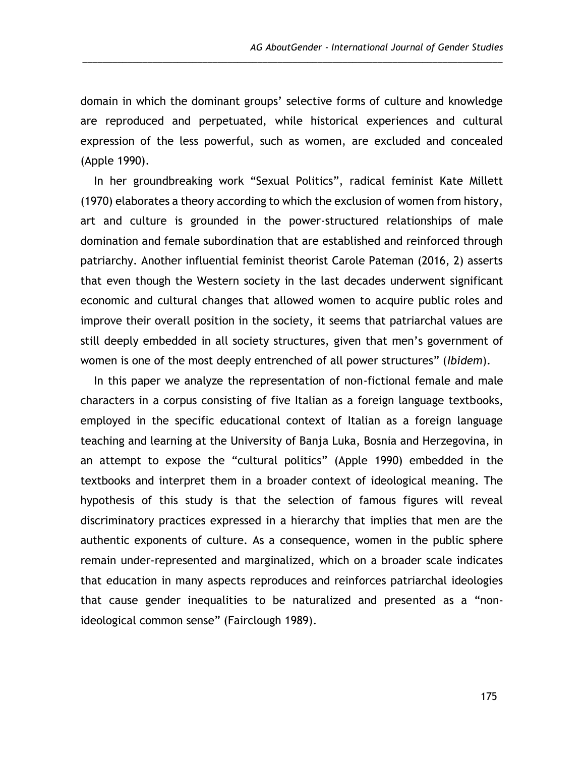domain in which the dominant groups' selective forms of culture and knowledge are reproduced and perpetuated, while historical experiences and cultural expression of the less powerful, such as women, are excluded and concealed (Apple 1990).

In her groundbreaking work "Sexual Politics", radical feminist Kate Millett (1970) elaborates a theory according to which the exclusion of women from history, art and culture is grounded in the power-structured relationships of male domination and female subordination that are established and reinforced through patriarchy. Another influential feminist theorist Carole Pateman (2016, 2) asserts that even though the Western society in the last decades underwent significant economic and cultural changes that allowed women to acquire public roles and improve their overall position in the society, it seems that patriarchal values are still deeply embedded in all society structures, given that men's government of women is one of the most deeply entrenched of all power structures" (*Ibidem*).

In this paper we analyze the representation of non-fictional female and male characters in a corpus consisting of five Italian as a foreign language textbooks, employed in the specific educational context of Italian as a foreign language teaching and learning at the University of Banja Luka, Bosnia and Herzegovina, in an attempt to expose the "cultural politics" (Apple 1990) embedded in the textbooks and interpret them in a broader context of ideological meaning. The hypothesis of this study is that the selection of famous figures will reveal discriminatory practices expressed in a hierarchy that implies that men are the authentic exponents of culture. As a consequence, women in the public sphere remain under-represented and marginalized, which on a broader scale indicates that education in many aspects reproduces and reinforces patriarchal ideologies that cause gender inequalities to be naturalized and presented as a "non-ideological common sense" (Fairclough 1989).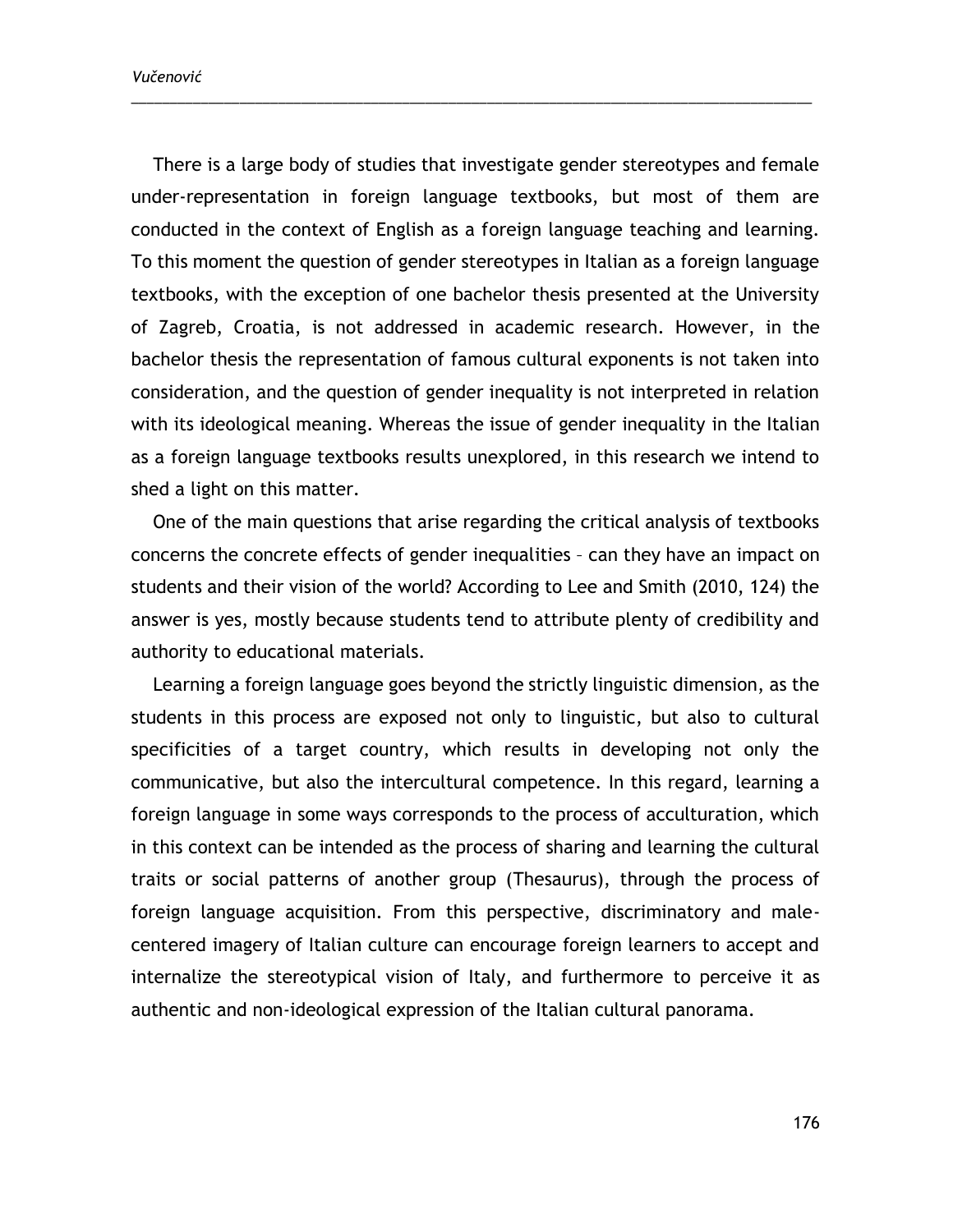There is a large body of studies that investigate gender stereotypes and female under-representation in foreign language textbooks, but most of them are conducted in the context of English as a foreign language teaching and learning. To this moment the question of gender stereotypes in Italian as a foreign language textbooks, with the exception of one bachelor thesis presented at the University of Zagreb, Croatia, is not addressed in academic research. However, in the bachelor thesis the representation of famous cultural exponents is not taken into consideration, and the question of gender inequality is not interpreted in relation with its ideological meaning. Whereas the issue of gender inequality in the Italian as a foreign language textbooks results unexplored, in this research we intend to shed a light on this matter.

One of the main questions that arise regarding the critical analysis of textbooks concerns the concrete effects of gender inequalities – can they have an impact on students and their vision of the world? According to Lee and Smith (2010, 124) the answer is yes, mostly because students tend to attribute plenty of credibility and authority to educational materials.

Learning a foreign language goes beyond the strictly linguistic dimension, as the students in this process are exposed not only to linguistic, but also to cultural specificities of a target country, which results in developing not only the communicative, but also the intercultural competence. In this regard, learning a foreign language in some ways corresponds to the process of acculturation, which in this context can be intended as the process of sharing and learning the cultural traits or social patterns of another group (Thesaurus), through the process of foreign language acquisition. From this perspective, discriminatory and male-centered imagery of Italian culture can encourage foreign learners to accept and internalize the stereotypical vision of Italy, and furthermore to perceive it as authentic and non-ideological expression of the Italian cultural panorama.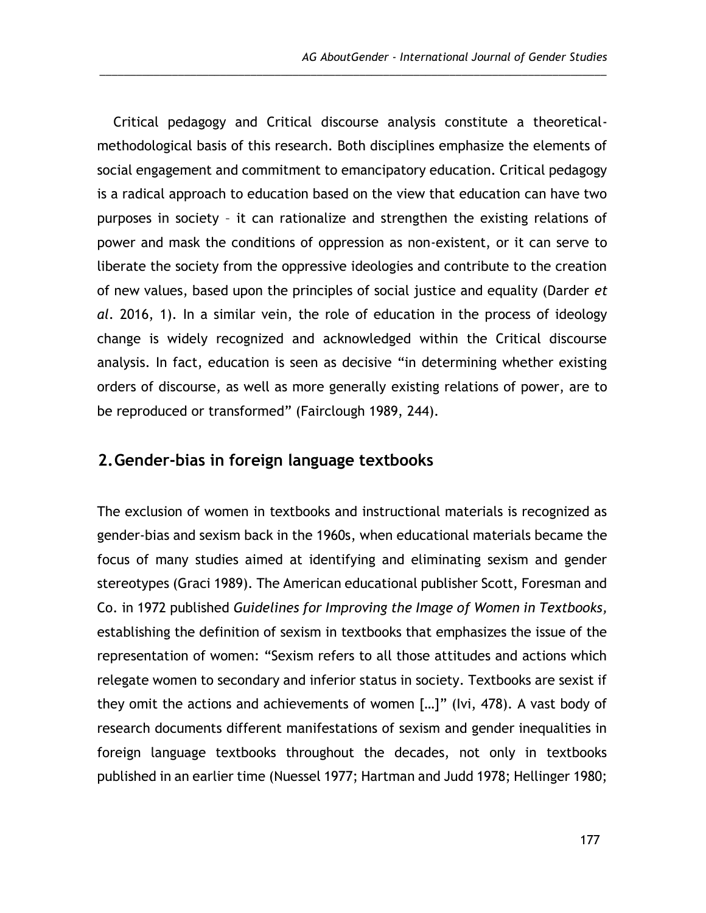Critical pedagogy and Critical discourse analysis constitute a theoretical-methodological basis of this research. Both disciplines emphasize the elements of social engagement and commitment to emancipatory education. Critical pedagogy is a radical approach to education based on the view that education can have two purposes in society – it can rationalize and strengthen the existing relations of power and mask the conditions of oppression as non-existent, or it can serve to liberate the society from the oppressive ideologies and contribute to the creation of new values, based upon the principles of social justice and equality (Darder *et al*. 2016, 1). In a similar vein, the role of education in the process of ideology change is widely recognized and acknowledged within the Critical discourse analysis. In fact, education is seen as decisive "in determining whether existing orders of discourse, as well as more generally existing relations of power, are to be reproduced or transformed" (Fairclough 1989, 244).

## 2. Gender-bias in foreign language textbooks

The exclusion of women in textbooks and instructional materials is recognized as gender-bias and sexism back in the 1960s, when educational materials became the focus of many studies aimed at identifying and eliminating sexism and gender stereotypes (Graci 1989). The American educational publisher Scott, Foresman and Co. in 1972 published *Guidelines for Improving the Image of Women in Textbooks*, establishing the definition of sexism in textbooks that emphasizes the issue of the representation of women: "Sexism refers to all those attitudes and actions which relegate women to secondary and inferior status in society. Textbooks are sexist if they omit the actions and achievements of women […]" (Ivi, 478). A vast body of research documents different manifestations of sexism and gender inequalities in foreign language textbooks throughout the decades, not only in textbooks published in an earlier time (Nuessel 1977; Hartman and Judd 1978; Hellinger 1980;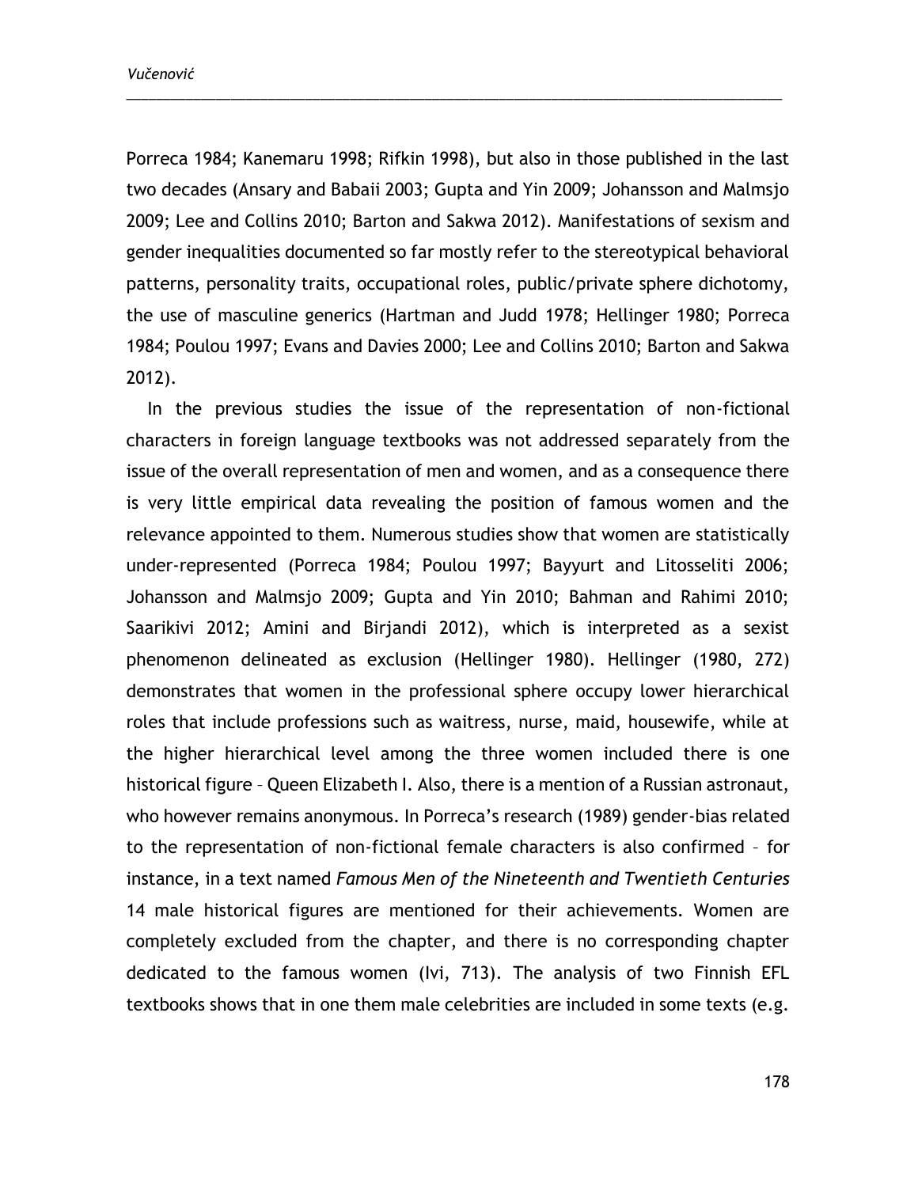Porreca 1984; Kanemaru 1998; Rifkin 1998), but also in those published in the last two decades (Ansary and Babaii 2003; Gupta and Yin 2009; Johansson and Malmsjo 2009; Lee and Collins 2010; Barton and Sakwa 2012). Manifestations of sexism and gender inequalities documented so far mostly refer to the stereotypical behavioral patterns, personality traits, occupational roles, public/private sphere dichotomy, the use of masculine generics (Hartman and Judd 1978; Hellinger 1980; Porreca 1984; Poulou 1997; Evans and Davies 2000; Lee and Collins 2010; Barton and Sakwa 2012).

In the previous studies the issue of the representation of non-fictional characters in foreign language textbooks was not addressed separately from the issue of the overall representation of men and women, and as a consequence there is very little empirical data revealing the position of famous women and the relevance appointed to them. Numerous studies show that women are statistically under-represented (Porreca 1984; Poulou 1997; Bayyurt and Litosseliti 2006; Johansson and Malmsjo 2009; Gupta and Yin 2010; Bahman and Rahimi 2010; Saarikivi 2012; Amini and Birjandi 2012), which is interpreted as a sexist phenomenon delineated as exclusion (Hellinger 1980). Hellinger (1980, 272) demonstrates that women in the professional sphere occupy lower hierarchical roles that include professions such as waitress, nurse, maid, housewife, while at the higher hierarchical level among the three women included there is one historical figure – Queen Elizabeth I. Also, there is a mention of a Russian astronaut, who however remains anonymous. In Porreca's research (1989) gender-bias related to the representation of non-fictional female characters is also confirmed – for instance, in a text named *Famous Men of the Nineteenth and Twentieth Centuries* 14 male historical figures are mentioned for their achievements. Women are completely excluded from the chapter, and there is no corresponding chapter dedicated to the famous women (Ivi, 713). The analysis of two Finnish EFL textbooks shows that in one them male celebrities are included in some texts (e.g.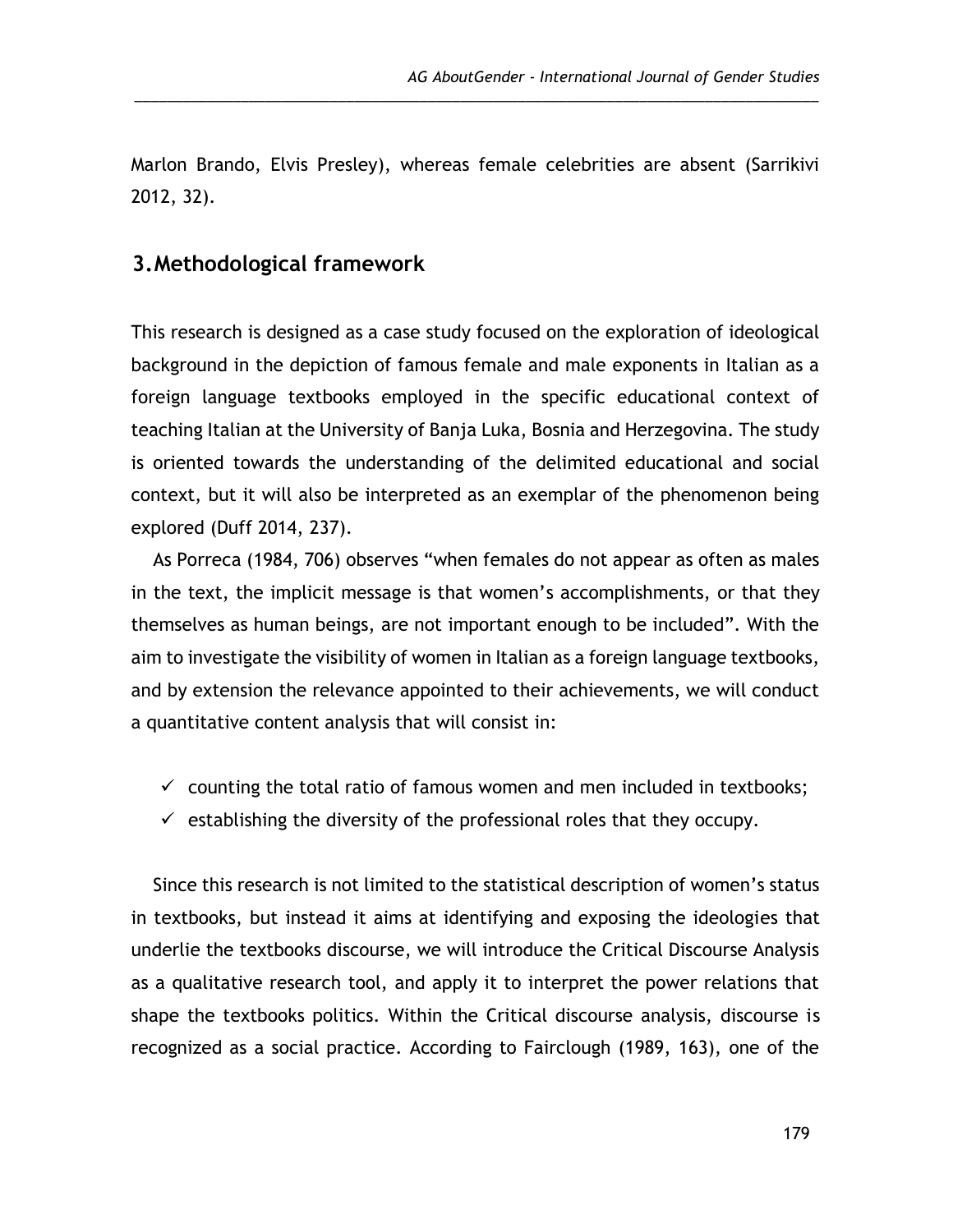Marlon Brando, Elvis Presley), whereas female celebrities are absent (Sarrikivi 2012, 32).

## 3. Methodological framework

This research is designed as a case study focused on the exploration of ideological background in the depiction of famous female and male exponents in Italian as a foreign language textbooks employed in the specific educational context of teaching Italian at the University of Banja Luka, Bosnia and Herzegovina. The study is oriented towards the understanding of the delimited educational and social context, but it will also be interpreted as an exemplar of the phenomenon being explored (Duff 2014, 237).

As Porreca (1984, 706) observes "when females do not appear as often as males in the text, the implicit message is that women's accomplishments, or that they themselves as human beings, are not important enough to be included". With the aim to investigate the visibility of women in Italian as a foreign language textbooks, and by extension the relevance appointed to their achievements, we will conduct a quantitative content analysis that will consist in:

- ✓ counting the total ratio of famous women and men included in textbooks;
- ✓ establishing the diversity of the professional roles that they occupy.

Since this research is not limited to the statistical description of women's status in textbooks, but instead it aims at identifying and exposing the ideologies that underlie the textbooks discourse, we will introduce the Critical Discourse Analysis as a qualitative research tool, and apply it to interpret the power relations that shape the textbooks politics. Within the Critical discourse analysis, discourse is recognized as a social practice. According to Fairclough (1989, 163), one of the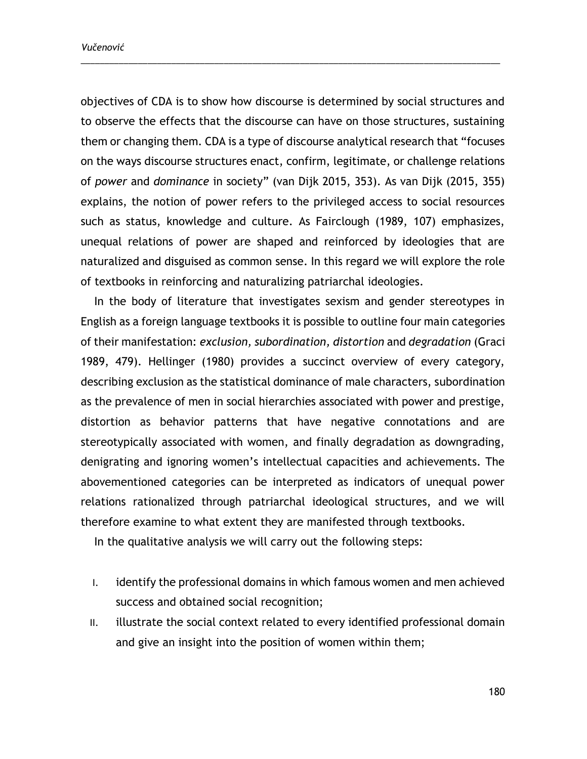objectives of CDA is to show how discourse is determined by social structures and to observe the effects that the discourse can have on those structures, sustaining them or changing them. CDA is a type of discourse analytical research that "focuses on the ways discourse structures enact, confirm, legitimate, or challenge relations of *power* and *dominance* in society" (van Dijk 2015, 353). As van Dijk (2015, 355) explains, the notion of power refers to the privileged access to social resources such as status, knowledge and culture. As Fairclough (1989, 107) emphasizes, unequal relations of power are shaped and reinforced by ideologies that are naturalized and disguised as common sense. In this regard we will explore the role of textbooks in reinforcing and naturalizing patriarchal ideologies.

In the body of literature that investigates sexism and gender stereotypes in English as a foreign language textbooks it is possible to outline four main categories of their manifestation: *exclusion, subordination, distortion* and *degradation* (Graci 1989, 479). Hellinger (1980) provides a succinct overview of every category, describing exclusion as the statistical dominance of male characters, subordination as the prevalence of men in social hierarchies associated with power and prestige, distortion as behavior patterns that have negative connotations and are stereotypically associated with women, and finally degradation as downgrading, denigrating and ignoring women's intellectual capacities and achievements. The abovementioned categories can be interpreted as indicators of unequal power relations rationalized through patriarchal ideological structures, and we will therefore examine to what extent they are manifested through textbooks.

In the qualitative analysis we will carry out the following steps:

I. identify the professional domains in which famous women and men achieved success and obtained social recognition;
II. illustrate the social context related to every identified professional domain and give an insight into the position of women within them;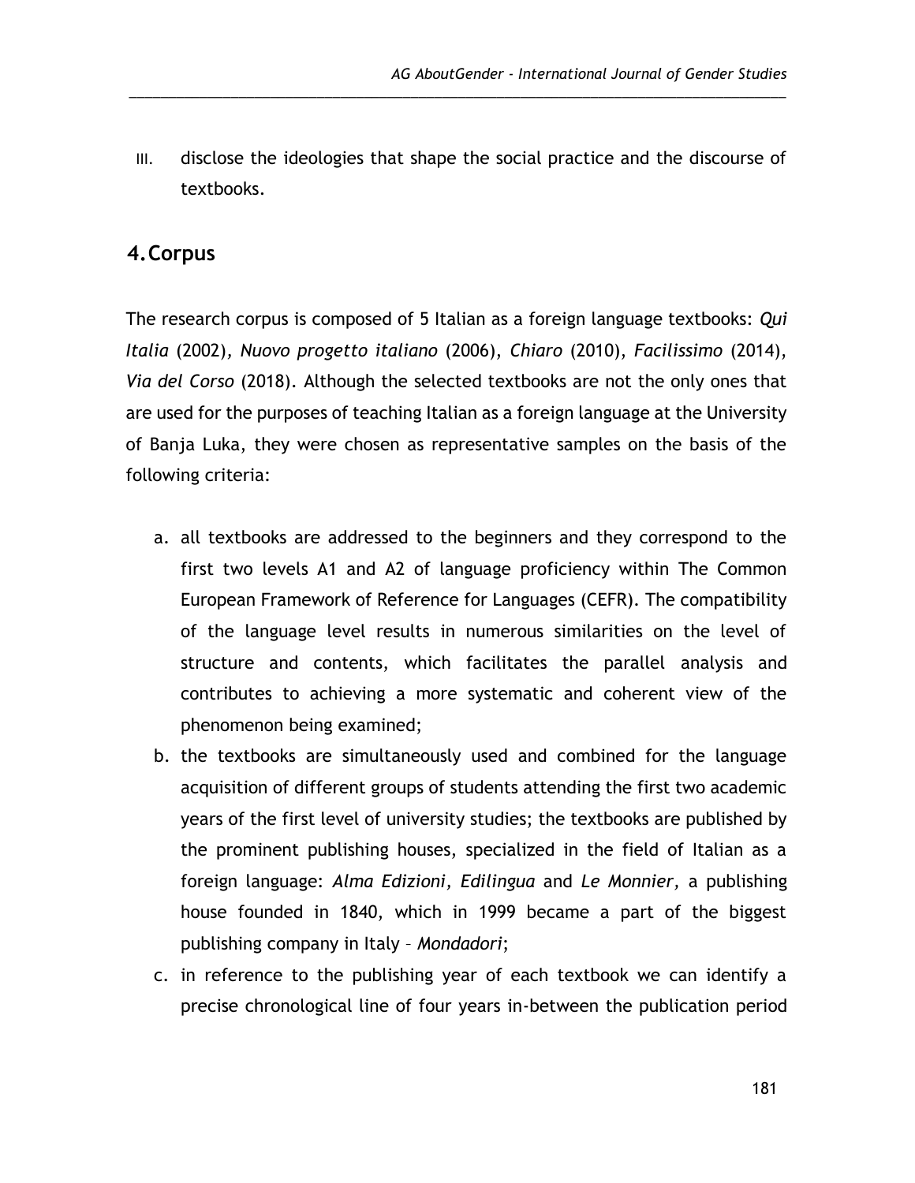III. disclose the ideologies that shape the social practice and the discourse of textbooks.

## 4. Corpus

The research corpus is composed of 5 Italian as a foreign language textbooks: *Qui Italia* (2002), *Nuovo progetto italiano* (2006), *Chiaro* (2010), *Facilissimo* (2014), *Via del Corso* (2018). Although the selected textbooks are not the only ones that are used for the purposes of teaching Italian as a foreign language at the University of Banja Luka, they were chosen as representative samples on the basis of the following criteria:

a. all textbooks are addressed to the beginners and they correspond to the first two levels A1 and A2 of language proficiency within The Common European Framework of Reference for Languages (CEFR). The compatibility of the language level results in numerous similarities on the level of structure and contents, which facilitates the parallel analysis and contributes to achieving a more systematic and coherent view of the phenomenon being examined;
b. the textbooks are simultaneously used and combined for the language acquisition of different groups of students attending the first two academic years of the first level of university studies; the textbooks are published by the prominent publishing houses, specialized in the field of Italian as a foreign language: *Alma Edizioni, Edilingua* and *Le Monnier,* a publishing house founded in 1840, which in 1999 became a part of the biggest publishing company in Italy – *Mondadori*;
c. in reference to the publishing year of each textbook we can identify a precise chronological line of four years in-between the publication period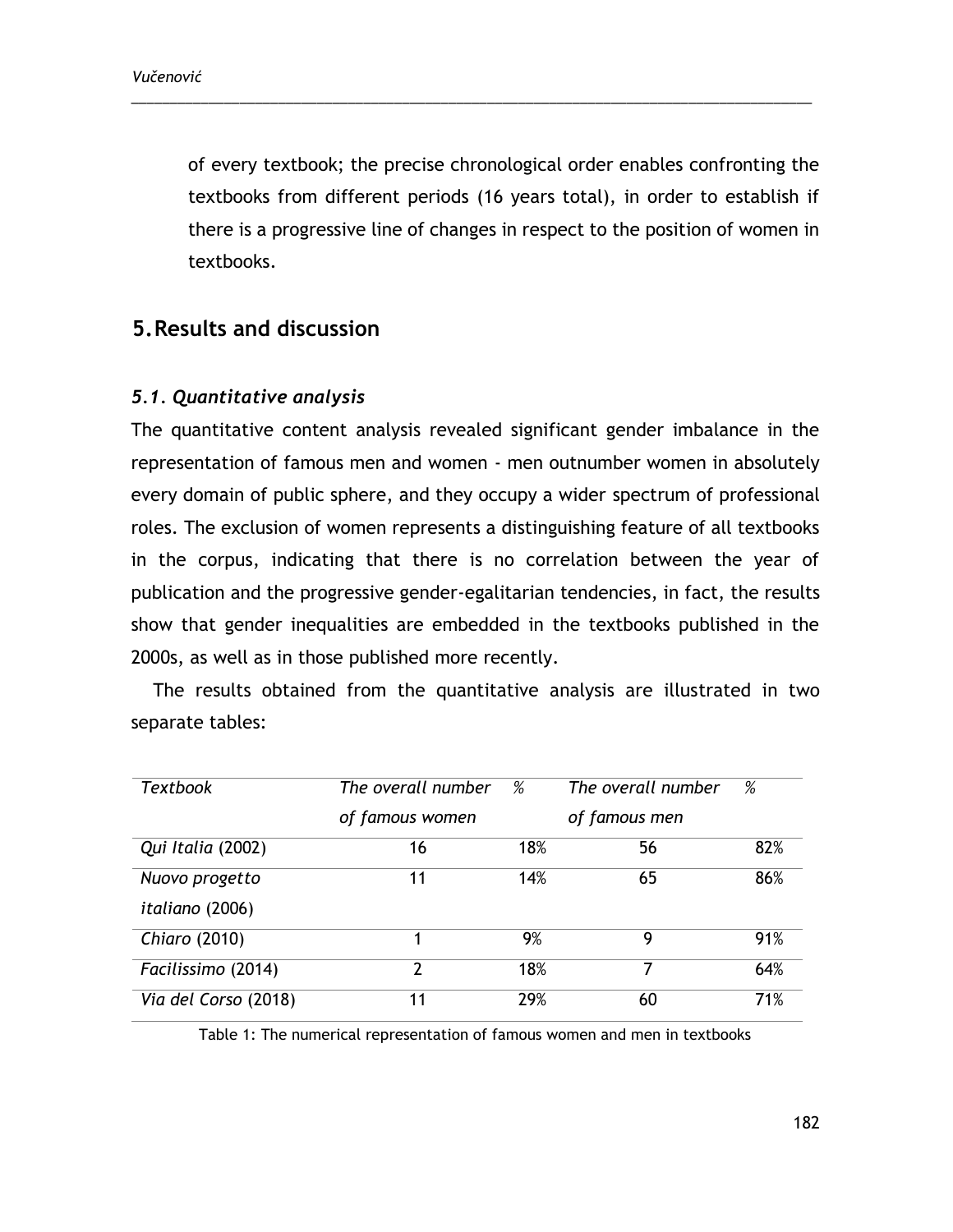of every textbook; the precise chronological order enables confronting the textbooks from different periods (16 years total), in order to establish if there is a progressive line of changes in respect to the position of women in textbooks.

## 5. Results and discussion

### *5.1. Quantitative analysis*

The quantitative content analysis revealed significant gender imbalance in the representation of famous men and women - men outnumber women in absolutely every domain of public sphere, and they occupy a wider spectrum of professional roles. The exclusion of women represents a distinguishing feature of all textbooks in the corpus, indicating that there is no correlation between the year of publication and the progressive gender-egalitarian tendencies, in fact, the results show that gender inequalities are embedded in the textbooks published in the 2000s, as well as in those published more recently.

The results obtained from the quantitative analysis are illustrated in two separate tables:

| *Textbook* | *The overall number of famous women* | *%* | *The overall number of famous men* | *%* |
|---|---|---|---|---|
| *Qui Italia* (2002) | 16 | 18% | 56 | 82% |
| *Nuovo progetto italiano* (2006) | 11 | 14% | 65 | 86% |
| *Chiaro* (2010) | 1 | 9% | 9 | 91% |
| *Facilissimo* (2014) | 2 | 18% | 7 | 64% |
| *Via del Corso* (2018) | 11 | 29% | 60 | 71% |

Table 1: The numerical representation of famous women and men in textbooks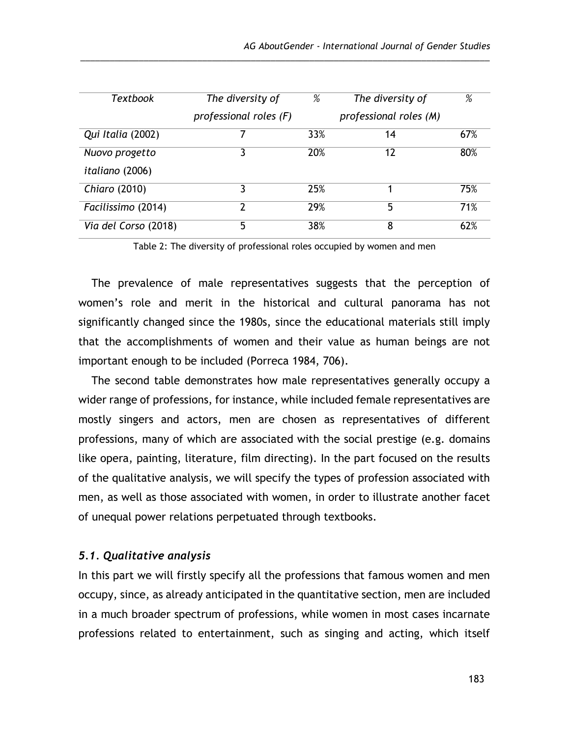| *Textbook* | *The diversity of professional roles (F)* | *%* | *The diversity of professional roles (M)* | *%* |
|---|---|---|---|---|
| *Qui Italia* (2002) | 7 | 33% | 14 | 67% |
| *Nuovo progetto italiano* (2006) | 3 | 20% | 12 | 80% |
| *Chiaro* (2010) | 3 | 25% | 1 | 75% |
| *Facilissimo* (2014) | 2 | 29% | 5 | 71% |
| *Via del Corso* (2018) | 5 | 38% | 8 | 62% |

Table 2: The diversity of professional roles occupied by women and men

The prevalence of male representatives suggests that the perception of women's role and merit in the historical and cultural panorama has not significantly changed since the 1980s, since the educational materials still imply that the accomplishments of women and their value as human beings are not important enough to be included (Porreca 1984, 706).

The second table demonstrates how male representatives generally occupy a wider range of professions, for instance, while included female representatives are mostly singers and actors, men are chosen as representatives of different professions, many of which are associated with the social prestige (e.g. domains like opera, painting, literature, film directing). In the part focused on the results of the qualitative analysis, we will specify the types of profession associated with men, as well as those associated with women, in order to illustrate another facet of unequal power relations perpetuated through textbooks.

### *5.1. Qualitative analysis*

In this part we will firstly specify all the professions that famous women and men occupy, since, as already anticipated in the quantitative section, men are included in a much broader spectrum of professions, while women in most cases incarnate professions related to entertainment, such as singing and acting, which itself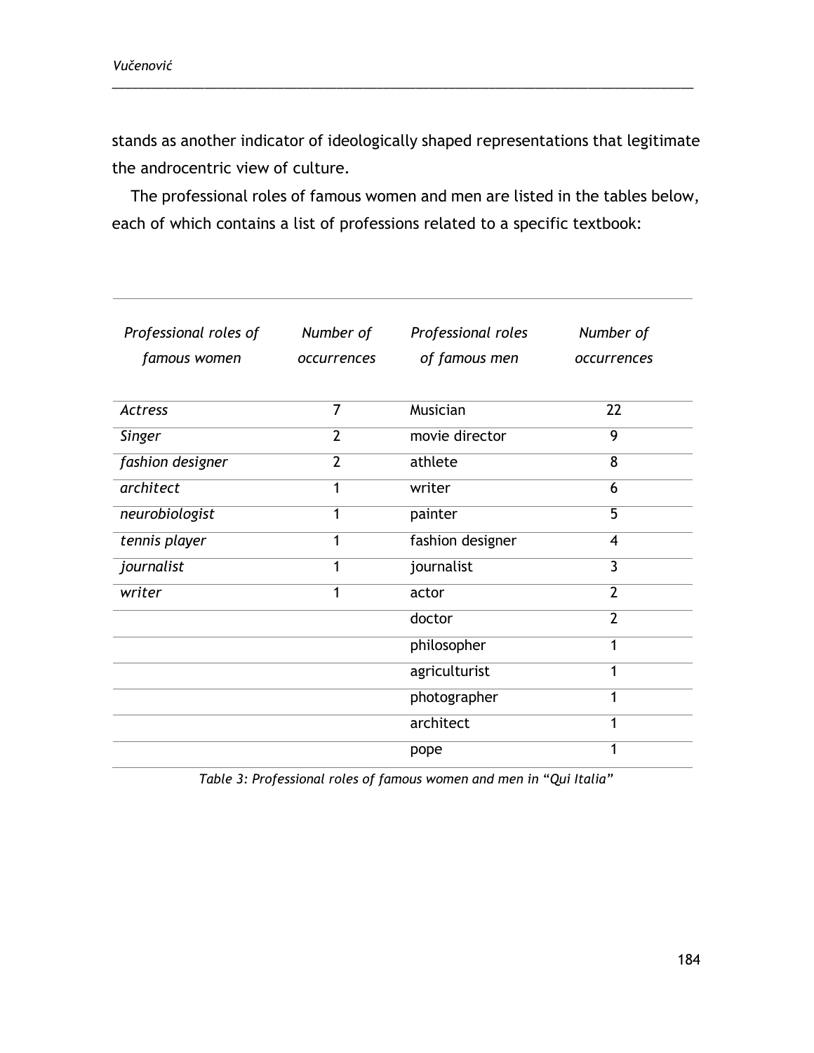stands as another indicator of ideologically shaped representations that legitimate the androcentric view of culture.

The professional roles of famous women and men are listed in the tables below, each of which contains a list of professions related to a specific textbook:

| *Professional roles of famous women* | *Number of occurrences* | *Professional roles of famous men* | *Number of occurrences* |
|---|---|---|---|
| *Actress* | 7 | Musician | 22 |
| *Singer* | 2 | movie director | 9 |
| *fashion designer* | 2 | athlete | 8 |
| *architect* | 1 | writer | 6 |
| *neurobiologist* | 1 | painter | 5 |
| *tennis player* | 1 | fashion designer | 4 |
| *journalist* | 1 | journalist | 3 |
| *writer* | 1 | actor | 2 |
| | | doctor | 2 |
| | | philosopher | 1 |
| | | agriculturist | 1 |
| | | photographer | 1 |
| | | architect | 1 |
| | | pope | 1 |

*Table 3: Professional roles of famous women and men in "Qui Italia"*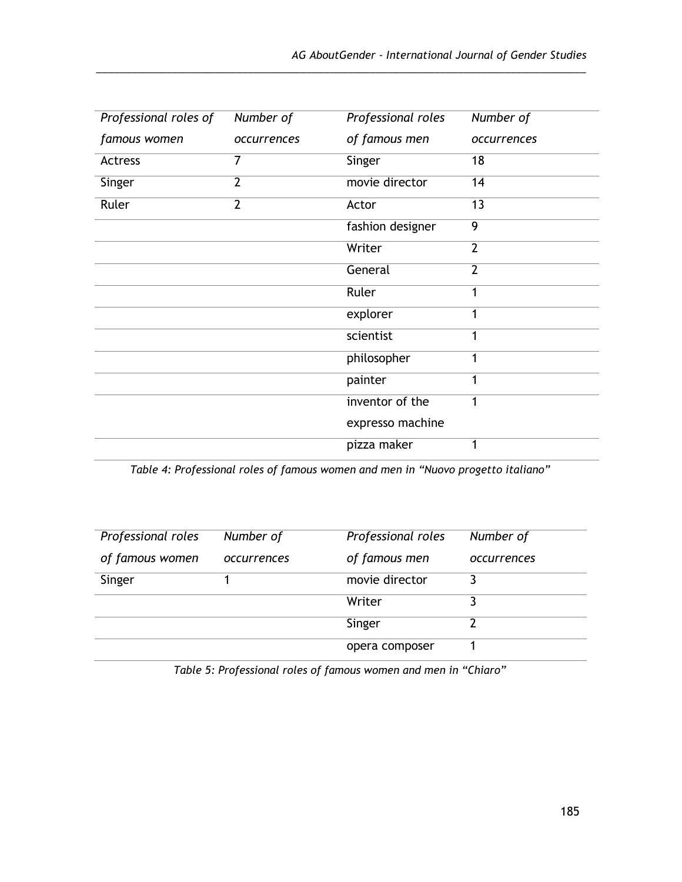| *Professional roles of famous women* | *Number of occurrences* | *Professional roles of famous men* | *Number of occurrences* |
|---|---|---|---|
| Actress | 7 | Singer | 18 |
| Singer | 2 | movie director | 14 |
| Ruler | 2 | Actor | 13 |
| | | fashion designer | 9 |
| | | Writer | 2 |
| | | General | 2 |
| | | Ruler | 1 |
| | | explorer | 1 |
| | | scientist | 1 |
| | | philosopher | 1 |
| | | painter | 1 |
| | | inventor of the expresso machine | 1 |
| | | pizza maker | 1 |

*Table 4: Professional roles of famous women and men in "Nuovo progetto italiano"*

| *Professional roles of famous women* | *Number of occurrences* | *Professional roles of famous men* | *Number of occurrences* |
|---|---|---|---|
| Singer | 1 | movie director | 3 |
| | | Writer | 3 |
| | | Singer | 2 |
| | | opera composer | 1 |

*Table 5: Professional roles of famous women and men in "Chiaro"*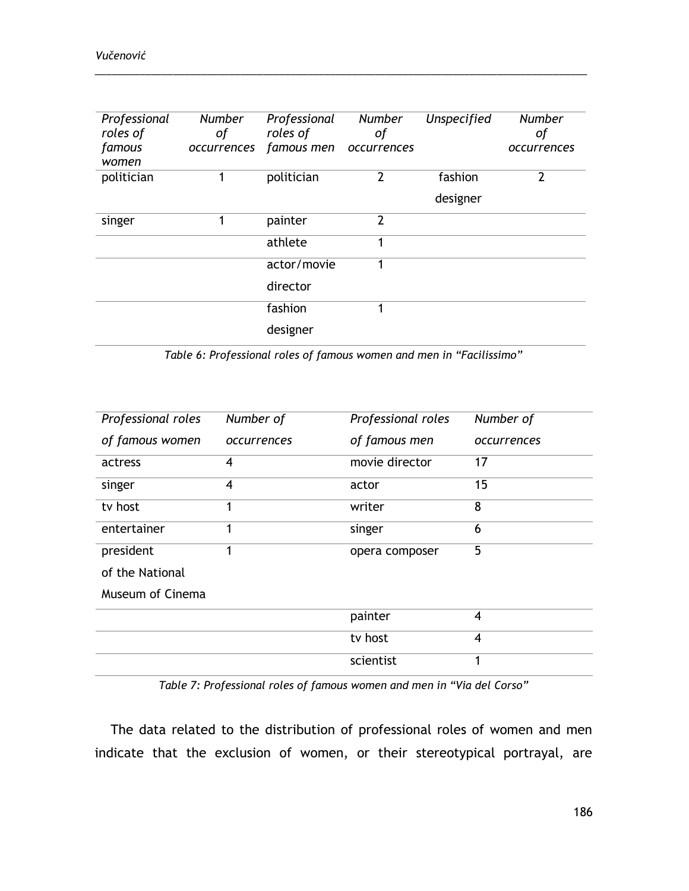| *Professional roles of famous women* | *Number of occurrences* | *Professional roles of famous men* | *Number of occurrences* | *Unspecified* | *Number of occurrences* |
|---|---|---|---|---|---|
| politician | 1 | politician | 2 | fashion designer | 2 |
| singer | 1 | painter | 2 | | |
| | | athlete | 1 | | |
| | | actor/movie director | 1 | | |
| | | fashion designer | 1 | | |

*Table 6: Professional roles of famous women and men in "Facilissimo"*

| *Professional roles of famous women* | *Number of occurrences* | *Professional roles of famous men* | *Number of occurrences* |
|---|---|---|---|
| actress | 4 | movie director | 17 |
| singer | 4 | actor | 15 |
| tv host | 1 | writer | 8 |
| entertainer | 1 | singer | 6 |
| president of the National Museum of Cinema | 1 | opera composer | 5 |
| | | painter | 4 |
| | | tv host | 4 |
| | | scientist | 1 |

*Table 7: Professional roles of famous women and men in "Via del Corso"*

The data related to the distribution of professional roles of women and men indicate that the exclusion of women, or their stereotypical portrayal, are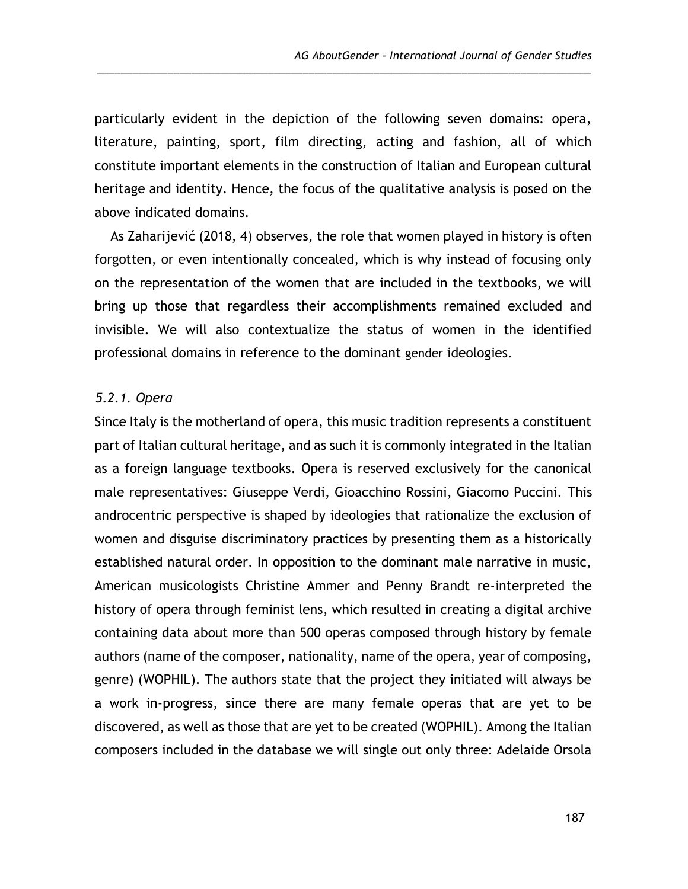particularly evident in the depiction of the following seven domains: opera, literature, painting, sport, film directing, acting and fashion, all of which constitute important elements in the construction of Italian and European cultural heritage and identity. Hence, the focus of the qualitative analysis is posed on the above indicated domains.

As Zaharijević (2018, 4) observes, the role that women played in history is often forgotten, or even intentionally concealed, which is why instead of focusing only on the representation of the women that are included in the textbooks, we will bring up those that regardless their accomplishments remained excluded and invisible. We will also contextualize the status of women in the identified professional domains in reference to the dominant gender ideologies.

### *5.2.1. Opera*

Since Italy is the motherland of opera, this music tradition represents a constituent part of Italian cultural heritage, and as such it is commonly integrated in the Italian as a foreign language textbooks. Opera is reserved exclusively for the canonical male representatives: Giuseppe Verdi, Gioacchino Rossini, Giacomo Puccini. This androcentric perspective is shaped by ideologies that rationalize the exclusion of women and disguise discriminatory practices by presenting them as a historically established natural order. In opposition to the dominant male narrative in music, American musicologists Christine Ammer and Penny Brandt re-interpreted the history of opera through feminist lens, which resulted in creating a digital archive containing data about more than 500 operas composed through history by female authors (name of the composer, nationality, name of the opera, year of composing, genre) (WOPHIL). The authors state that the project they initiated will always be a work in-progress, since there are many female operas that are yet to be discovered, as well as those that are yet to be created (WOPHIL). Among the Italian composers included in the database we will single out only three: Adelaide Orsola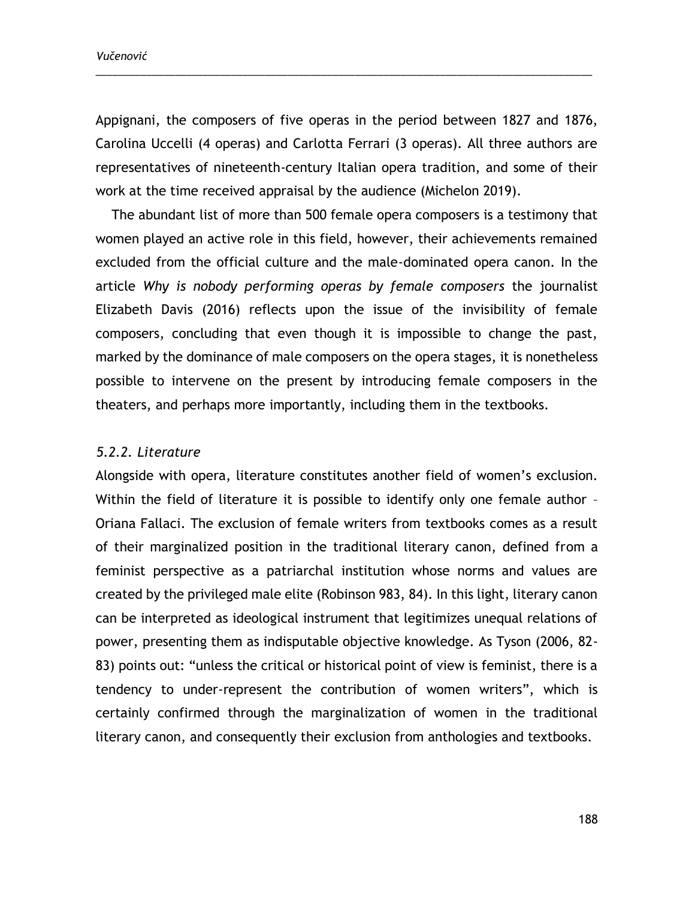Appignani, the composers of five operas in the period between 1827 and 1876, Carolina Uccelli (4 operas) and Carlotta Ferrari (3 operas). All three authors are representatives of nineteenth-century Italian opera tradition, and some of their work at the time received appraisal by the audience (Michelon 2019).

The abundant list of more than 500 female opera composers is a testimony that women played an active role in this field, however, their achievements remained excluded from the official culture and the male-dominated opera canon. In the article *Why is nobody performing operas by female composers* the journalist Elizabeth Davis (2016) reflects upon the issue of the invisibility of female composers, concluding that even though it is impossible to change the past, marked by the dominance of male composers on the opera stages, it is nonetheless possible to intervene on the present by introducing female composers in the theaters, and perhaps more importantly, including them in the textbooks.

#### *5.2.2. Literature*

Alongside with opera, literature constitutes another field of women's exclusion. Within the field of literature it is possible to identify only one female author – Oriana Fallaci. The exclusion of female writers from textbooks comes as a result of their marginalized position in the traditional literary canon, defined from a feminist perspective as a patriarchal institution whose norms and values are created by the privileged male elite (Robinson 983, 84). In this light, literary canon can be interpreted as ideological instrument that legitimizes unequal relations of power, presenting them as indisputable objective knowledge. As Tyson (2006, 82-83) points out: "unless the critical or historical point of view is feminist, there is a tendency to under-represent the contribution of women writers", which is certainly confirmed through the marginalization of women in the traditional literary canon, and consequently their exclusion from anthologies and textbooks.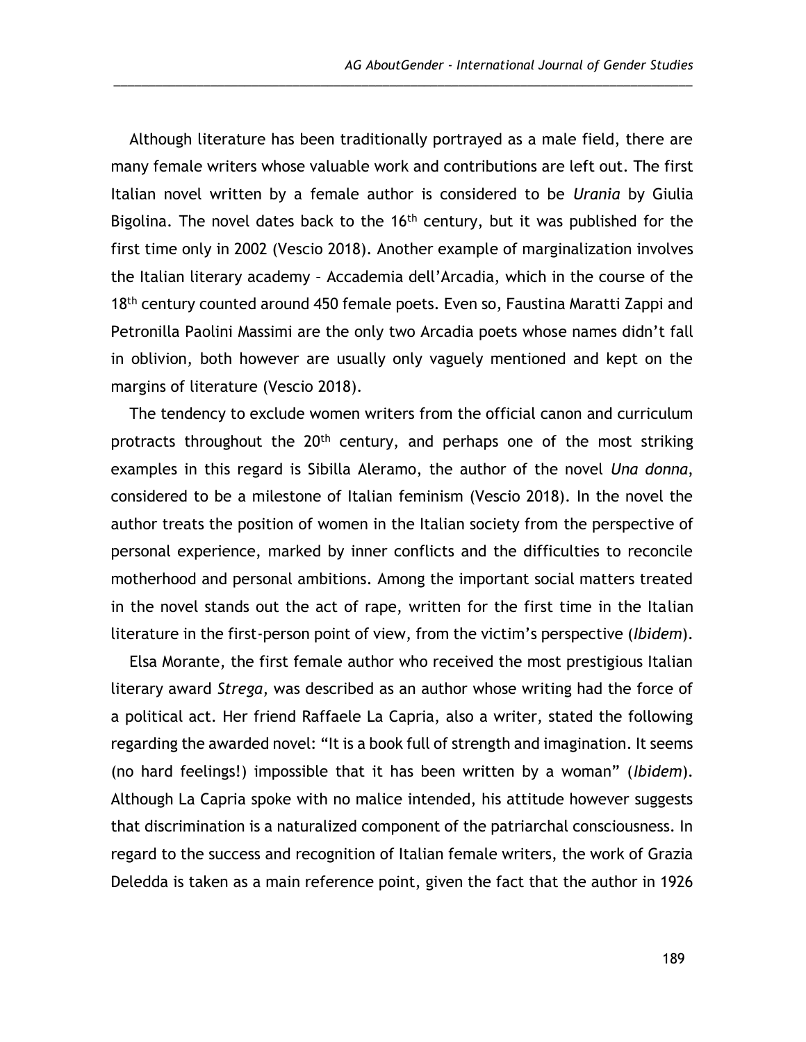Although literature has been traditionally portrayed as a male field, there are many female writers whose valuable work and contributions are left out. The first Italian novel written by a female author is considered to be *Urania* by Giulia Bigolina. The novel dates back to the 16th century, but it was published for the first time only in 2002 (Vescio 2018). Another example of marginalization involves the Italian literary academy – Accademia dell'Arcadia, which in the course of the 18th century counted around 450 female poets. Even so, Faustina Maratti Zappi and Petronilla Paolini Massimi are the only two Arcadia poets whose names didn't fall in oblivion, both however are usually only vaguely mentioned and kept on the margins of literature (Vescio 2018).

The tendency to exclude women writers from the official canon and curriculum protracts throughout the 20th century, and perhaps one of the most striking examples in this regard is Sibilla Aleramo, the author of the novel *Una donna*, considered to be a milestone of Italian feminism (Vescio 2018). In the novel the author treats the position of women in the Italian society from the perspective of personal experience, marked by inner conflicts and the difficulties to reconcile motherhood and personal ambitions. Among the important social matters treated in the novel stands out the act of rape, written for the first time in the Italian literature in the first-person point of view, from the victim's perspective (*Ibidem*).

Elsa Morante, the first female author who received the most prestigious Italian literary award *Strega*, was described as an author whose writing had the force of a political act. Her friend Raffaele La Capria, also a writer, stated the following regarding the awarded novel: "It is a book full of strength and imagination. It seems (no hard feelings!) impossible that it has been written by a woman" (*Ibidem*). Although La Capria spoke with no malice intended, his attitude however suggests that discrimination is a naturalized component of the patriarchal consciousness. In regard to the success and recognition of Italian female writers, the work of Grazia Deledda is taken as a main reference point, given the fact that the author in 1926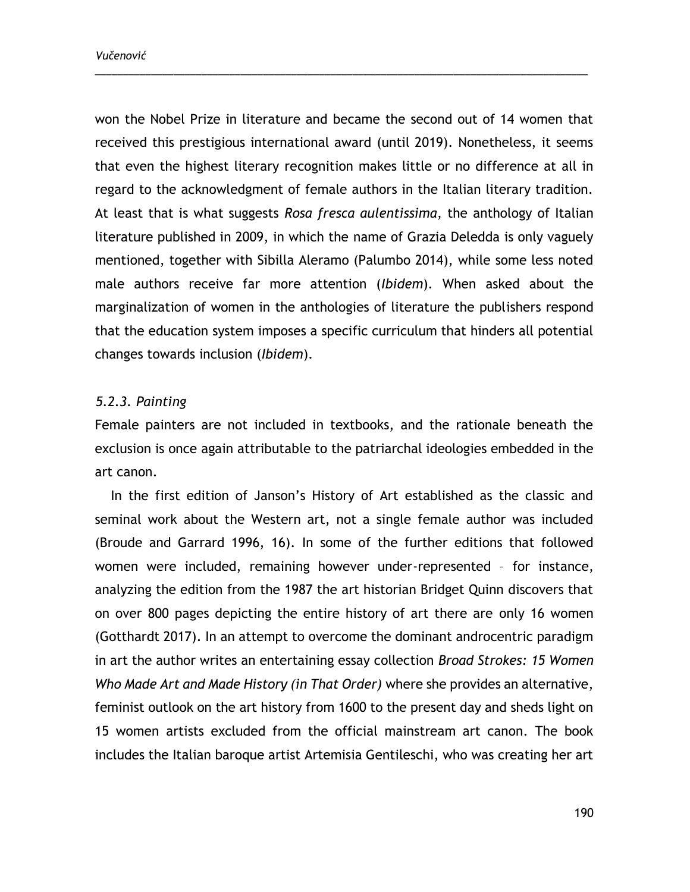won the Nobel Prize in literature and became the second out of 14 women that received this prestigious international award (until 2019). Nonetheless, it seems that even the highest literary recognition makes little or no difference at all in regard to the acknowledgment of female authors in the Italian literary tradition. At least that is what suggests *Rosa fresca aulentissima,* the anthology of Italian literature published in 2009, in which the name of Grazia Deledda is only vaguely mentioned, together with Sibilla Aleramo (Palumbo 2014), while some less noted male authors receive far more attention (*Ibidem*). When asked about the marginalization of women in the anthologies of literature the publishers respond that the education system imposes a specific curriculum that hinders all potential changes towards inclusion (*Ibidem*).

### *5.2.3. Painting*

Female painters are not included in textbooks, and the rationale beneath the exclusion is once again attributable to the patriarchal ideologies embedded in the art canon.

In the first edition of Janson's History of Art established as the classic and seminal work about the Western art, not a single female author was included (Broude and Garrard 1996, 16). In some of the further editions that followed women were included, remaining however under-represented – for instance, analyzing the edition from the 1987 the art historian Bridget Quinn discovers that on over 800 pages depicting the entire history of art there are only 16 women (Gotthardt 2017). In an attempt to overcome the dominant androcentric paradigm in art the author writes an entertaining essay collection *Broad Strokes: 15 Women Who Made Art and Made History (in That Order)* where she provides an alternative, feminist outlook on the art history from 1600 to the present day and sheds light on 15 women artists excluded from the official mainstream art canon. The book includes the Italian baroque artist Artemisia Gentileschi, who was creating her art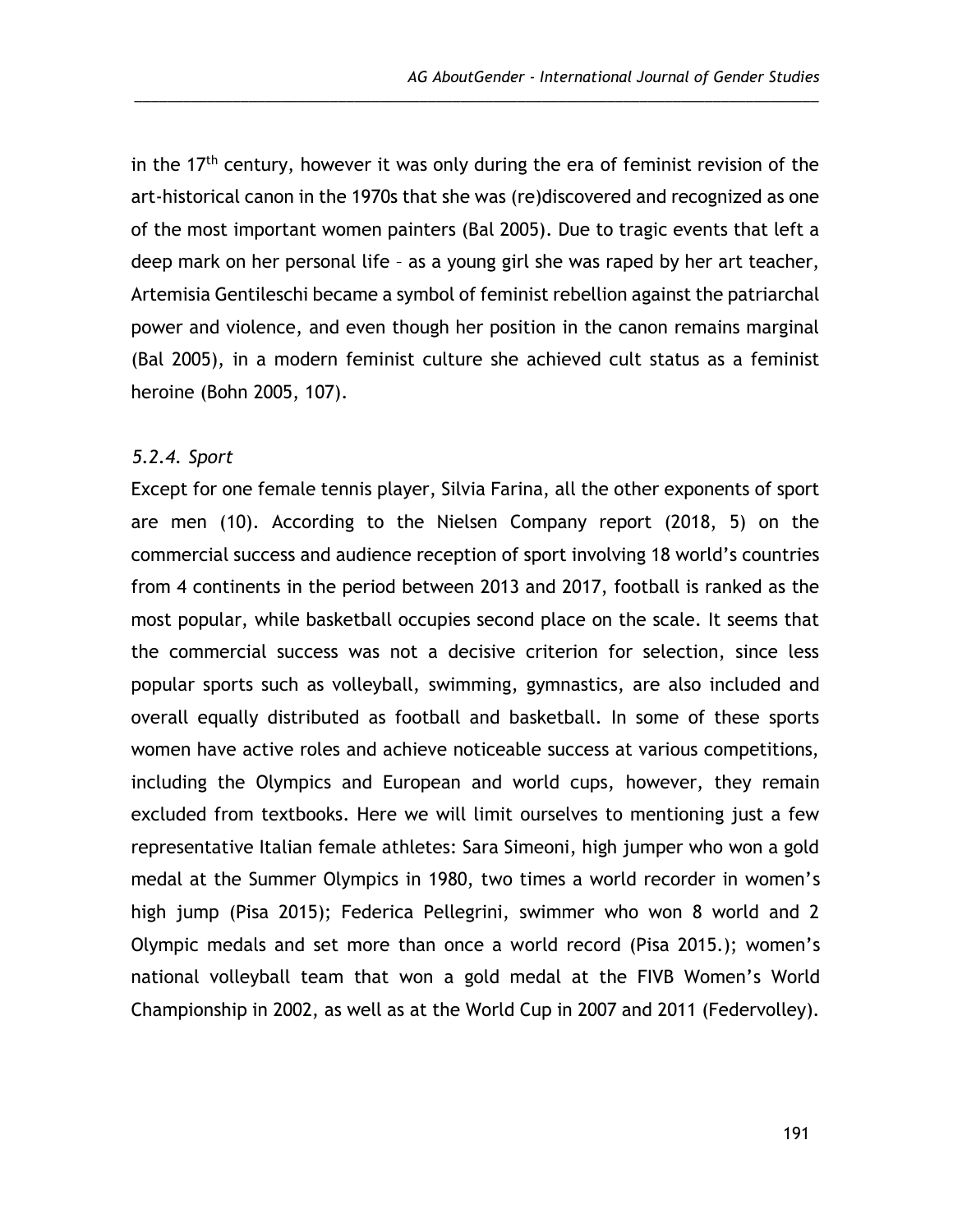in the 17th century, however it was only during the era of feminist revision of the art-historical canon in the 1970s that she was (re)discovered and recognized as one of the most important women painters (Bal 2005). Due to tragic events that left a deep mark on her personal life – as a young girl she was raped by her art teacher, Artemisia Gentileschi became a symbol of feminist rebellion against the patriarchal power and violence, and even though her position in the canon remains marginal (Bal 2005), in a modern feminist culture she achieved cult status as a feminist heroine (Bohn 2005, 107).

*5.2.4. Sport*

Except for one female tennis player, Silvia Farina, all the other exponents of sport are men (10). According to the Nielsen Company report (2018, 5) on the commercial success and audience reception of sport involving 18 world's countries from 4 continents in the period between 2013 and 2017, football is ranked as the most popular, while basketball occupies second place on the scale. It seems that the commercial success was not a decisive criterion for selection, since less popular sports such as volleyball, swimming, gymnastics, are also included and overall equally distributed as football and basketball. In some of these sports women have active roles and achieve noticeable success at various competitions, including the Olympics and European and world cups, however, they remain excluded from textbooks. Here we will limit ourselves to mentioning just a few representative Italian female athletes: Sara Simeoni, high jumper who won a gold medal at the Summer Olympics in 1980, two times a world recorder in women's high jump (Pisa 2015); Federica Pellegrini, swimmer who won 8 world and 2 Olympic medals and set more than once a world record (Pisa 2015.); women's national volleyball team that won a gold medal at the FIVB Women's World Championship in 2002, as well as at the World Cup in 2007 and 2011 (Federvolley).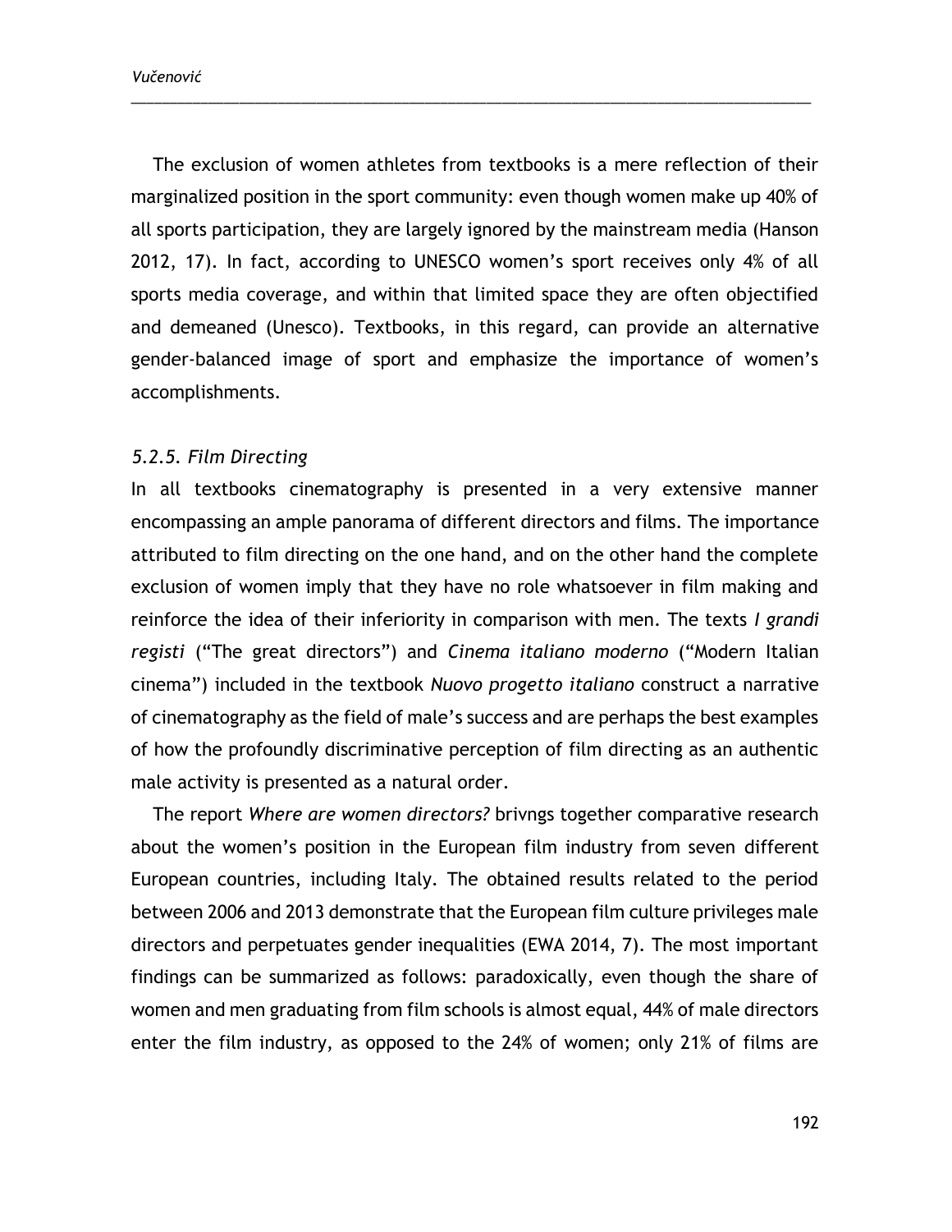The exclusion of women athletes from textbooks is a mere reflection of their marginalized position in the sport community: even though women make up 40% of all sports participation, they are largely ignored by the mainstream media (Hanson 2012, 17). In fact, according to UNESCO women's sport receives only 4% of all sports media coverage, and within that limited space they are often objectified and demeaned (Unesco). Textbooks, in this regard, can provide an alternative gender-balanced image of sport and emphasize the importance of women's accomplishments.

#### *5.2.5. Film Directing*

In all textbooks cinematography is presented in a very extensive manner encompassing an ample panorama of different directors and films. The importance attributed to film directing on the one hand, and on the other hand the complete exclusion of women imply that they have no role whatsoever in film making and reinforce the idea of their inferiority in comparison with men. The texts *I grandi registi* ("The great directors") and *Cinema italiano moderno* ("Modern Italian cinema") included in the textbook *Nuovo progetto italiano* construct a narrative of cinematography as the field of male's success and are perhaps the best examples of how the profoundly discriminative perception of film directing as an authentic male activity is presented as a natural order.

The report *Where are women directors?* brivngs together comparative research about the women's position in the European film industry from seven different European countries, including Italy. The obtained results related to the period between 2006 and 2013 demonstrate that the European film culture privileges male directors and perpetuates gender inequalities (EWA 2014, 7). The most important findings can be summarized as follows: paradoxically, even though the share of women and men graduating from film schools is almost equal, 44% of male directors enter the film industry, as opposed to the 24% of women; only 21% of films are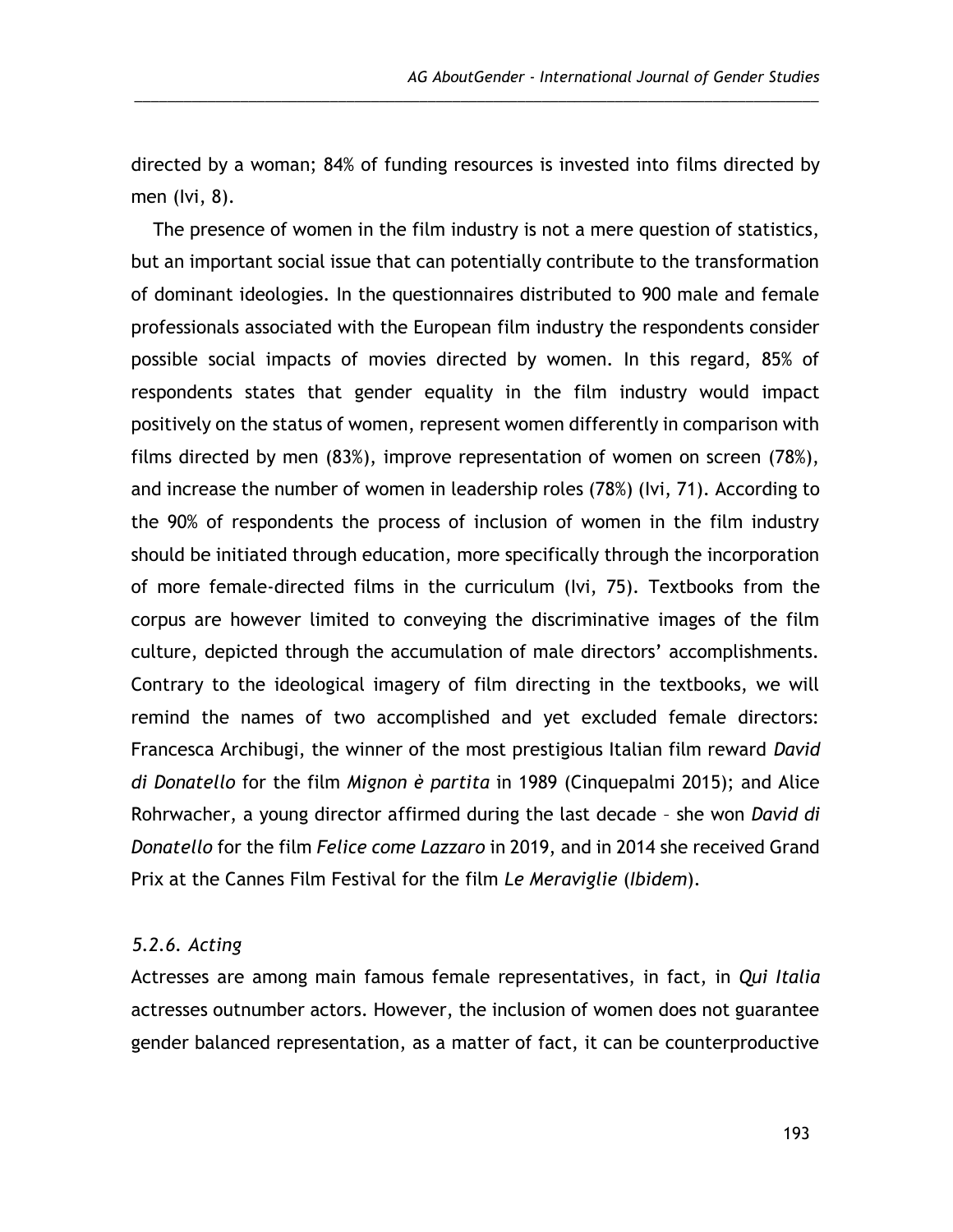directed by a woman; 84% of funding resources is invested into films directed by men (Ivi, 8).

The presence of women in the film industry is not a mere question of statistics, but an important social issue that can potentially contribute to the transformation of dominant ideologies. In the questionnaires distributed to 900 male and female professionals associated with the European film industry the respondents consider possible social impacts of movies directed by women. In this regard, 85% of respondents states that gender equality in the film industry would impact positively on the status of women, represent women differently in comparison with films directed by men (83%), improve representation of women on screen (78%), and increase the number of women in leadership roles (78%) (Ivi, 71). According to the 90% of respondents the process of inclusion of women in the film industry should be initiated through education, more specifically through the incorporation of more female-directed films in the curriculum (Ivi, 75). Textbooks from the corpus are however limited to conveying the discriminative images of the film culture, depicted through the accumulation of male directors' accomplishments. Contrary to the ideological imagery of film directing in the textbooks, we will remind the names of two accomplished and yet excluded female directors: Francesca Archibugi, the winner of the most prestigious Italian film reward *David di Donatello* for the film *Mignon è partita* in 1989 (Cinquepalmi 2015); and Alice Rohrwacher, a young director affirmed during the last decade – she won *David di Donatello* for the film *Felice come Lazzaro* in 2019, and in 2014 she received Grand Prix at the Cannes Film Festival for the film *Le Meraviglie* (*Ibidem*).

#### *5.2.6. Acting*

Actresses are among main famous female representatives, in fact, in *Qui Italia* actresses outnumber actors. However, the inclusion of women does not guarantee gender balanced representation, as a matter of fact, it can be counterproductive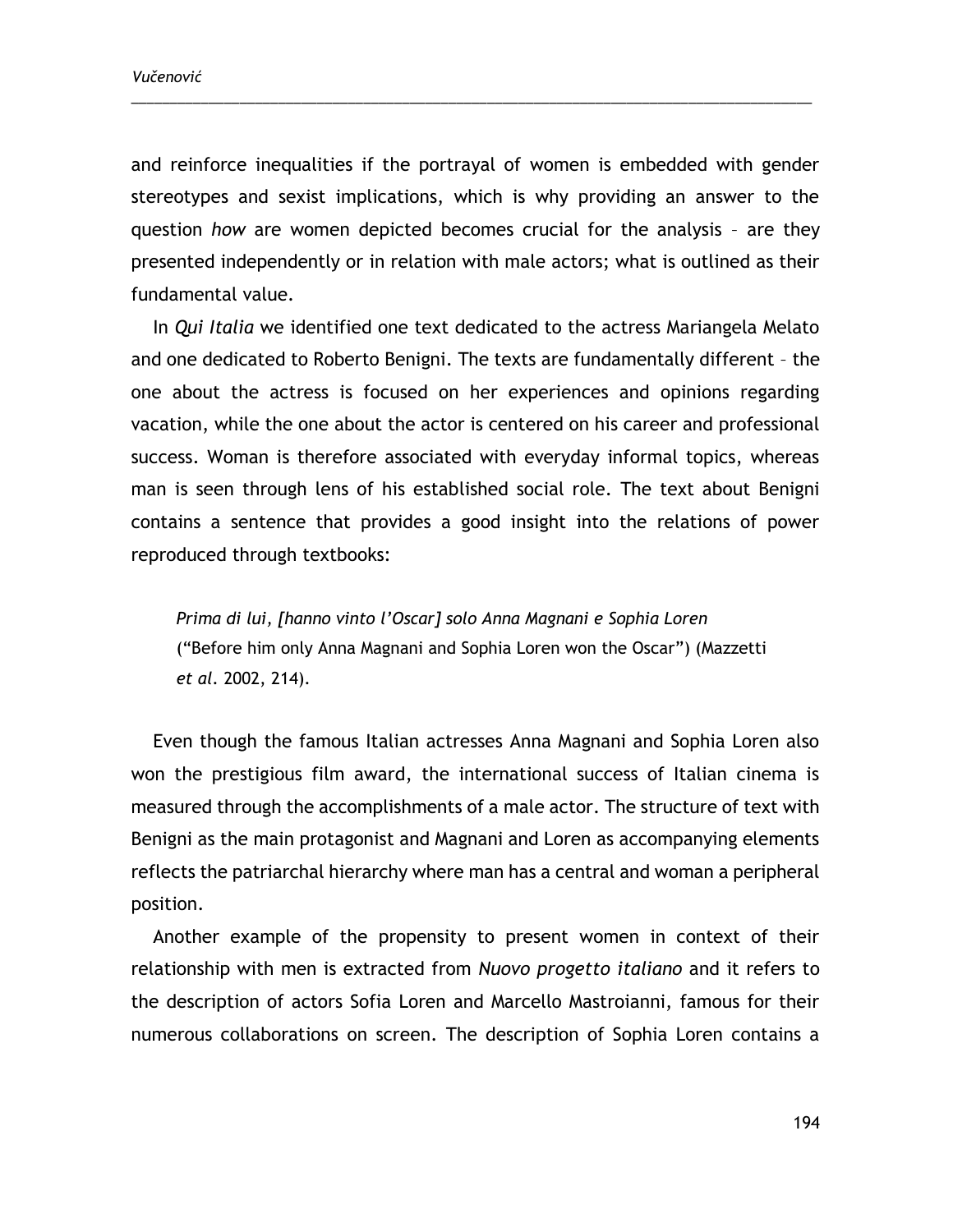and reinforce inequalities if the portrayal of women is embedded with gender stereotypes and sexist implications, which is why providing an answer to the question *how* are women depicted becomes crucial for the analysis – are they presented independently or in relation with male actors; what is outlined as their fundamental value.

In *Qui Italia* we identified one text dedicated to the actress Mariangela Melato and one dedicated to Roberto Benigni. The texts are fundamentally different – the one about the actress is focused on her experiences and opinions regarding vacation, while the one about the actor is centered on his career and professional success. Woman is therefore associated with everyday informal topics, whereas man is seen through lens of his established social role. The text about Benigni contains a sentence that provides a good insight into the relations of power reproduced through textbooks:

> *Prima di lui, [hanno vinto l'Oscar] solo Anna Magnani e Sophia Loren* ("Before him only Anna Magnani and Sophia Loren won the Oscar") (Mazzetti *et al*. 2002, 214).

Even though the famous Italian actresses Anna Magnani and Sophia Loren also won the prestigious film award, the international success of Italian cinema is measured through the accomplishments of a male actor. The structure of text with Benigni as the main protagonist and Magnani and Loren as accompanying elements reflects the patriarchal hierarchy where man has a central and woman a peripheral position.

Another example of the propensity to present women in context of their relationship with men is extracted from *Nuovo progetto italiano* and it refers to the description of actors Sofia Loren and Marcello Mastroianni, famous for their numerous collaborations on screen. The description of Sophia Loren contains a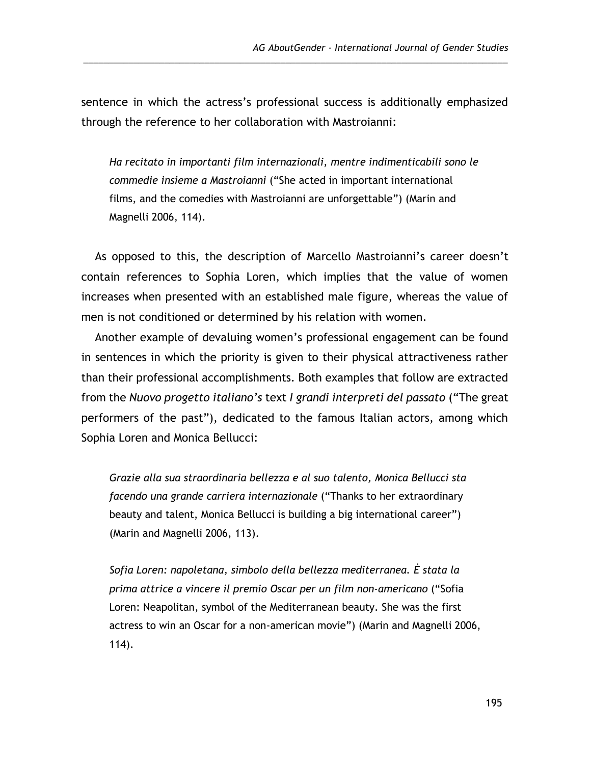sentence in which the actress's professional success is additionally emphasized through the reference to her collaboration with Mastroianni:

> *Ha recitato in importanti film internazionali, mentre indimenticabili sono le commedie insieme a Mastroianni* ("She acted in important international films, and the comedies with Mastroianni are unforgettable") (Marin and Magnelli 2006, 114).

As opposed to this, the description of Marcello Mastroianni's career doesn't contain references to Sophia Loren, which implies that the value of women increases when presented with an established male figure, whereas the value of men is not conditioned or determined by his relation with women.

Another example of devaluing women's professional engagement can be found in sentences in which the priority is given to their physical attractiveness rather than their professional accomplishments. Both examples that follow are extracted from the *Nuovo progetto italiano's* text *I grandi interpreti del passato* ("The great performers of the past"), dedicated to the famous Italian actors, among which Sophia Loren and Monica Bellucci:

> *Grazie alla sua straordinaria bellezza e al suo talento, Monica Bellucci sta facendo una grande carriera internazionale* ("Thanks to her extraordinary beauty and talent, Monica Bellucci is building a big international career") (Marin and Magnelli 2006, 113).

> *Sofia Loren: napoletana, simbolo della bellezza mediterranea. È stata la prima attrice a vincere il premio Oscar per un film non-americano* ("Sofia Loren: Neapolitan, symbol of the Mediterranean beauty. She was the first actress to win an Oscar for a non-american movie") (Marin and Magnelli 2006, 114).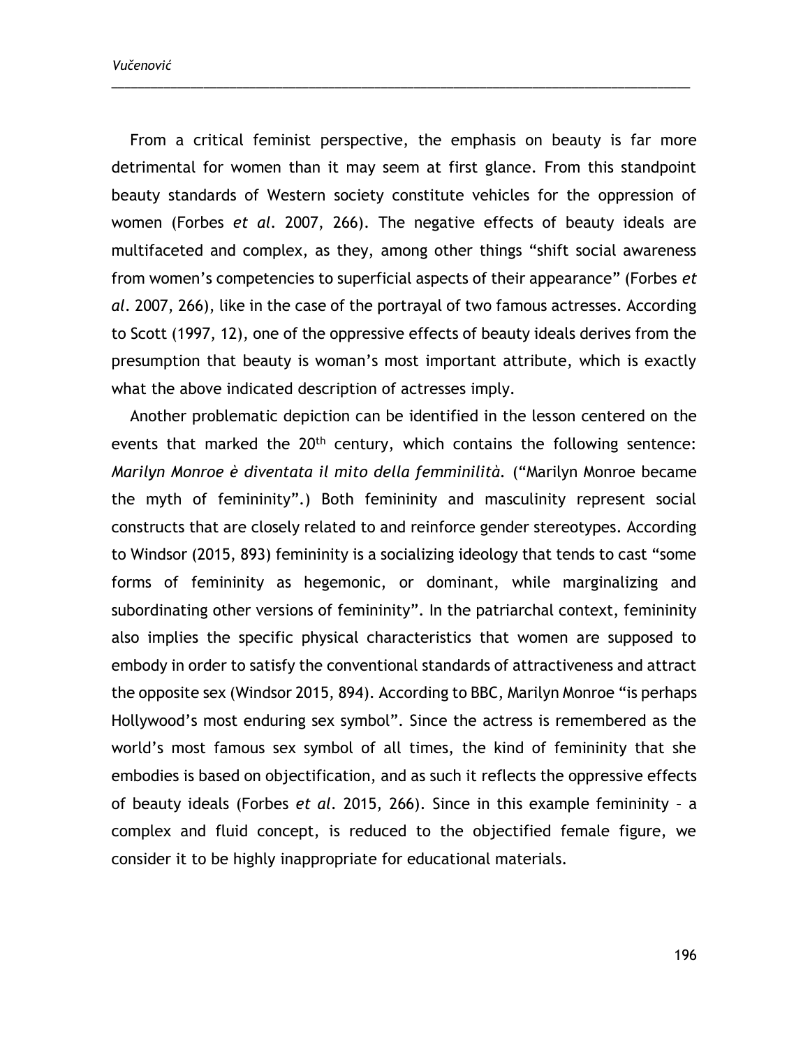From a critical feminist perspective, the emphasis on beauty is far more detrimental for women than it may seem at first glance. From this standpoint beauty standards of Western society constitute vehicles for the oppression of women (Forbes *et al*. 2007, 266). The negative effects of beauty ideals are multifaceted and complex, as they, among other things "shift social awareness from women's competencies to superficial aspects of their appearance" (Forbes *et al*. 2007, 266), like in the case of the portrayal of two famous actresses. According to Scott (1997, 12), one of the oppressive effects of beauty ideals derives from the presumption that beauty is woman's most important attribute, which is exactly what the above indicated description of actresses imply.

Another problematic depiction can be identified in the lesson centered on the events that marked the 20th century, which contains the following sentence: *Marilyn Monroe è diventata il mito della femminilità.* ("Marilyn Monroe became the myth of femininity".) Both femininity and masculinity represent social constructs that are closely related to and reinforce gender stereotypes. According to Windsor (2015, 893) femininity is a socializing ideology that tends to cast "some forms of femininity as hegemonic, or dominant, while marginalizing and subordinating other versions of femininity". In the patriarchal context, femininity also implies the specific physical characteristics that women are supposed to embody in order to satisfy the conventional standards of attractiveness and attract the opposite sex (Windsor 2015, 894). According to BBC, Marilyn Monroe "is perhaps Hollywood's most enduring sex symbol". Since the actress is remembered as the world's most famous sex symbol of all times, the kind of femininity that she embodies is based on objectification, and as such it reflects the oppressive effects of beauty ideals (Forbes *et al*. 2015, 266). Since in this example femininity – a complex and fluid concept, is reduced to the objectified female figure, we consider it to be highly inappropriate for educational materials.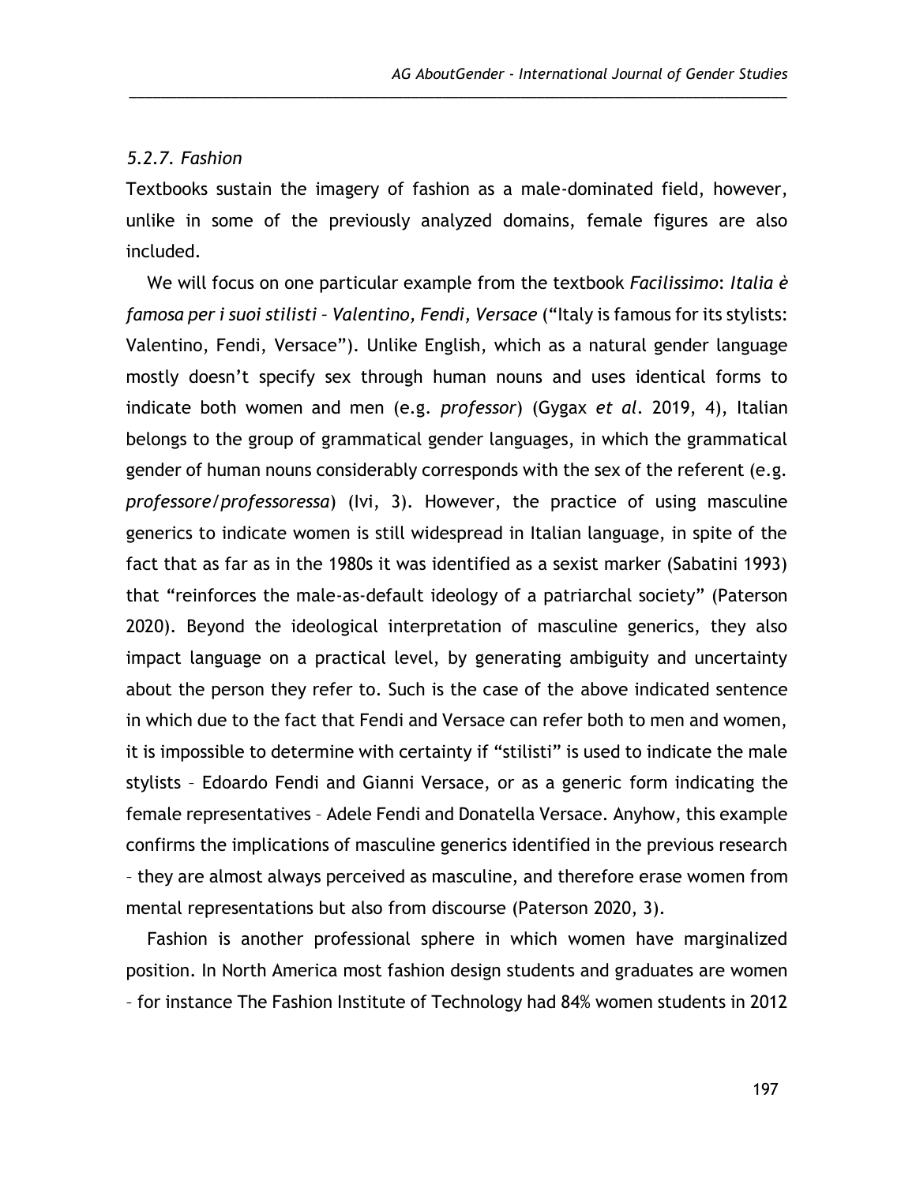*5.2.7. Fashion*

Textbooks sustain the imagery of fashion as a male-dominated field, however, unlike in some of the previously analyzed domains, female figures are also included.

We will focus on one particular example from the textbook *Facilissimo*: *Italia è famosa per i suoi stilisti – Valentino, Fendi, Versace* ("Italy is famous for its stylists: Valentino, Fendi, Versace"). Unlike English, which as a natural gender language mostly doesn't specify sex through human nouns and uses identical forms to indicate both women and men (e.g. *professor*) (Gygax *et al*. 2019, 4), Italian belongs to the group of grammatical gender languages, in which the grammatical gender of human nouns considerably corresponds with the sex of the referent (e.g. *professore/professoressa*) (Ivi, 3). However, the practice of using masculine generics to indicate women is still widespread in Italian language, in spite of the fact that as far as in the 1980s it was identified as a sexist marker (Sabatini 1993) that "reinforces the male-as-default ideology of a patriarchal society" (Paterson 2020). Beyond the ideological interpretation of masculine generics, they also impact language on a practical level, by generating ambiguity and uncertainty about the person they refer to. Such is the case of the above indicated sentence in which due to the fact that Fendi and Versace can refer both to men and women, it is impossible to determine with certainty if "stilisti" is used to indicate the male stylists – Edoardo Fendi and Gianni Versace, or as a generic form indicating the female representatives – Adele Fendi and Donatella Versace. Anyhow, this example confirms the implications of masculine generics identified in the previous research – they are almost always perceived as masculine, and therefore erase women from mental representations but also from discourse (Paterson 2020, 3).

Fashion is another professional sphere in which women have marginalized position. In North America most fashion design students and graduates are women – for instance The Fashion Institute of Technology had 84% women students in 2012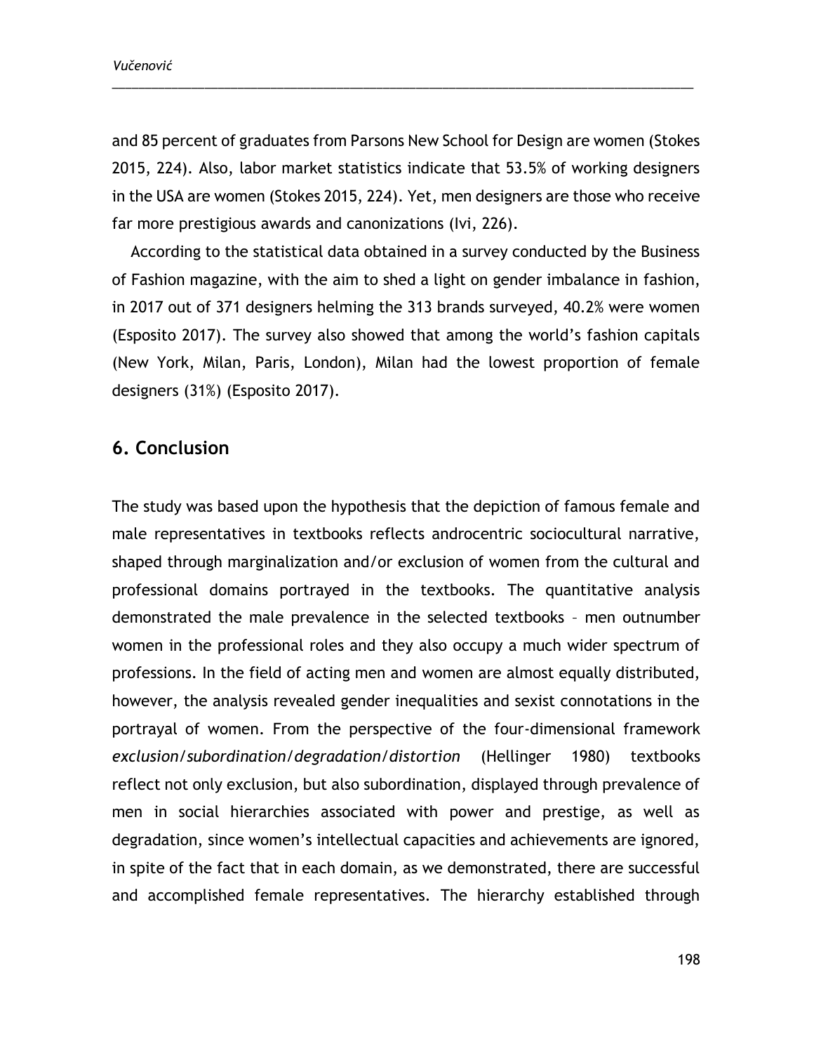and 85 percent of graduates from Parsons New School for Design are women (Stokes 2015, 224). Also, labor market statistics indicate that 53.5% of working designers in the USA are women (Stokes 2015, 224). Yet, men designers are those who receive far more prestigious awards and canonizations (Ivi, 226).

According to the statistical data obtained in a survey conducted by the Business of Fashion magazine, with the aim to shed a light on gender imbalance in fashion, in 2017 out of 371 designers helming the 313 brands surveyed, 40.2% were women (Esposito 2017). The survey also showed that among the world's fashion capitals (New York, Milan, Paris, London), Milan had the lowest proportion of female designers (31%) (Esposito 2017).

## 6. Conclusion

The study was based upon the hypothesis that the depiction of famous female and male representatives in textbooks reflects androcentric sociocultural narrative, shaped through marginalization and/or exclusion of women from the cultural and professional domains portrayed in the textbooks. The quantitative analysis demonstrated the male prevalence in the selected textbooks – men outnumber women in the professional roles and they also occupy a much wider spectrum of professions. In the field of acting men and women are almost equally distributed, however, the analysis revealed gender inequalities and sexist connotations in the portrayal of women. From the perspective of the four-dimensional framework *exclusion/subordination/degradation/distortion* (Hellinger 1980) textbooks reflect not only exclusion, but also subordination, displayed through prevalence of men in social hierarchies associated with power and prestige, as well as degradation, since women's intellectual capacities and achievements are ignored, in spite of the fact that in each domain, as we demonstrated, there are successful and accomplished female representatives. The hierarchy established through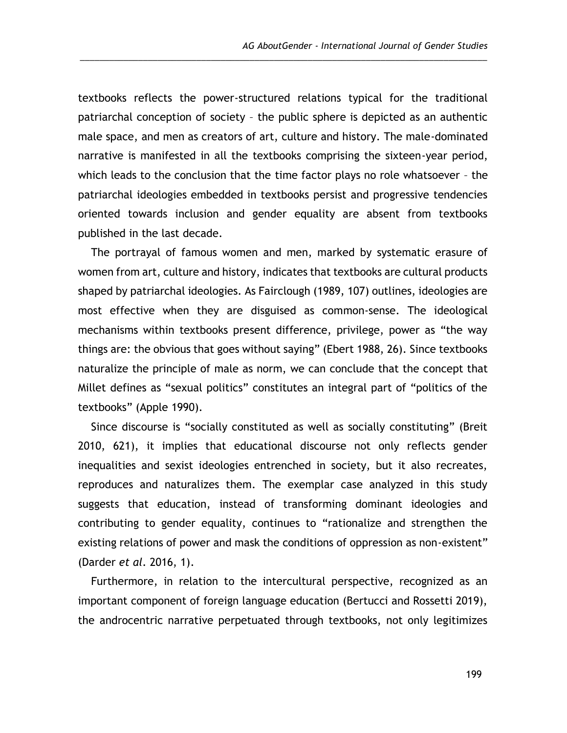textbooks reflects the power-structured relations typical for the traditional patriarchal conception of society – the public sphere is depicted as an authentic male space, and men as creators of art, culture and history. The male-dominated narrative is manifested in all the textbooks comprising the sixteen-year period, which leads to the conclusion that the time factor plays no role whatsoever – the patriarchal ideologies embedded in textbooks persist and progressive tendencies oriented towards inclusion and gender equality are absent from textbooks published in the last decade.

The portrayal of famous women and men, marked by systematic erasure of women from art, culture and history, indicates that textbooks are cultural products shaped by patriarchal ideologies. As Fairclough (1989, 107) outlines, ideologies are most effective when they are disguised as common-sense. The ideological mechanisms within textbooks present difference, privilege, power as "the way things are: the obvious that goes without saying" (Ebert 1988, 26). Since textbooks naturalize the principle of male as norm, we can conclude that the concept that Millet defines as "sexual politics" constitutes an integral part of "politics of the textbooks" (Apple 1990).

Since discourse is "socially constituted as well as socially constituting" (Breit 2010, 621), it implies that educational discourse not only reflects gender inequalities and sexist ideologies entrenched in society, but it also recreates, reproduces and naturalizes them. The exemplar case analyzed in this study suggests that education, instead of transforming dominant ideologies and contributing to gender equality, continues to "rationalize and strengthen the existing relations of power and mask the conditions of oppression as non-existent" (Darder *et al*. 2016, 1).

Furthermore, in relation to the intercultural perspective, recognized as an important component of foreign language education (Bertucci and Rossetti 2019), the androcentric narrative perpetuated through textbooks, not only legitimizes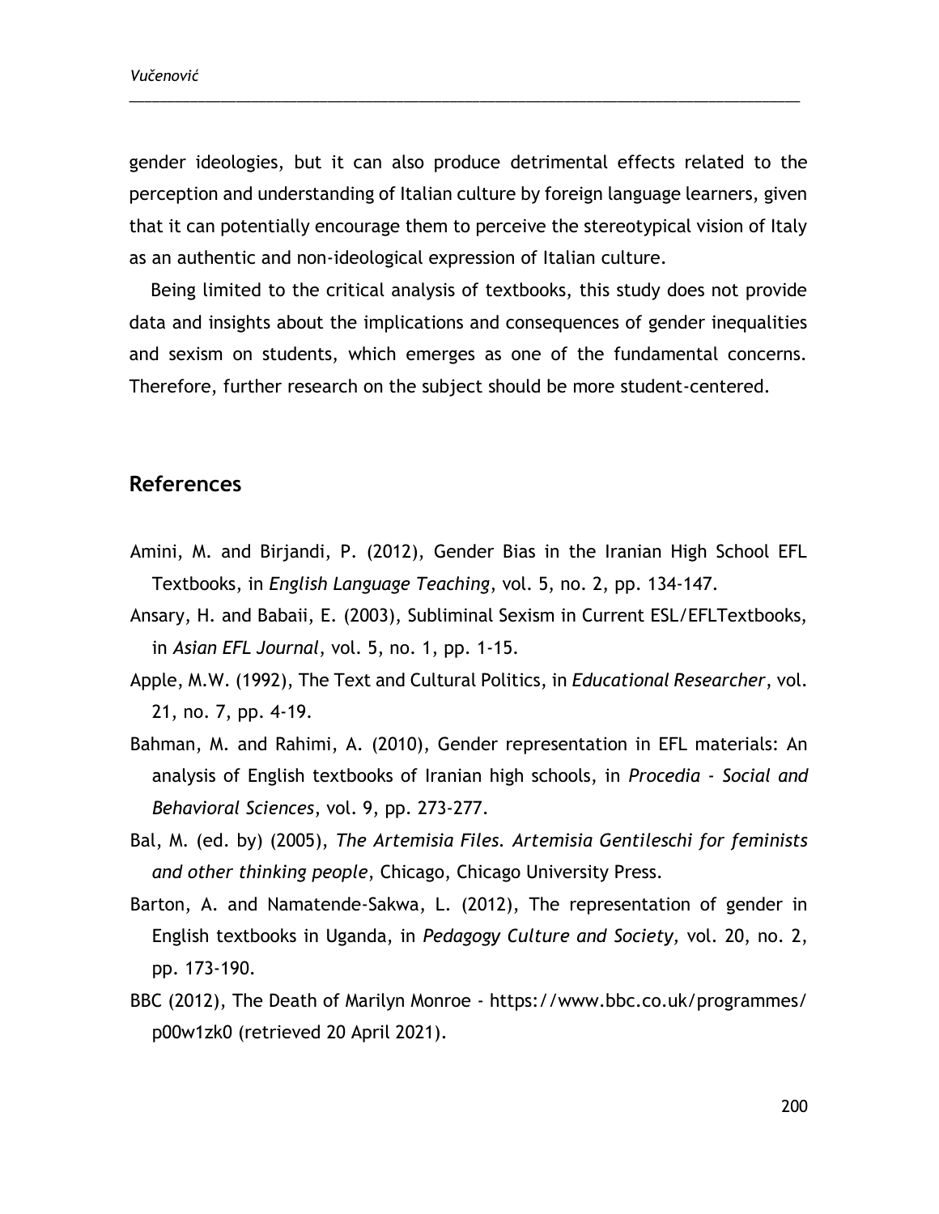gender ideologies, but it can also produce detrimental effects related to the perception and understanding of Italian culture by foreign language learners, given that it can potentially encourage them to perceive the stereotypical vision of Italy as an authentic and non-ideological expression of Italian culture.

Being limited to the critical analysis of textbooks, this study does not provide data and insights about the implications and consequences of gender inequalities and sexism on students, which emerges as one of the fundamental concerns. Therefore, further research on the subject should be more student-centered.

## References

Amini, M. and Birjandi, P. (2012), Gender Bias in the Iranian High School EFL Textbooks, in *English Language Teaching*, vol. 5, no. 2, pp. 134-147.

Ansary, H. and Babaii, E. (2003), Subliminal Sexism in Current ESL/EFLTextbooks, in *Asian EFL Journal*, vol. 5, no. 1, pp. 1-15.

Apple, M.W. (1992), The Text and Cultural Politics, in *Educational Researcher*, vol. 21, no. 7, pp. 4-19.

Bahman, M. and Rahimi, A. (2010), Gender representation in EFL materials: An analysis of English textbooks of Iranian high schools, in *Procedia - Social and Behavioral Sciences*, vol. 9, pp. 273-277.

Bal, M. (ed. by) (2005), *The Artemisia Files. Artemisia Gentileschi for feminists and other thinking people*, Chicago, Chicago University Press.

Barton, A. and Namatende-Sakwa, L. (2012), The representation of gender in English textbooks in Uganda, in *Pedagogy Culture and Society*, vol. 20, no. 2, pp. 173-190.

BBC (2012), The Death of Marilyn Monroe - https://www.bbc.co.uk/programmes/p00w1zk0 (retrieved 20 April 2021).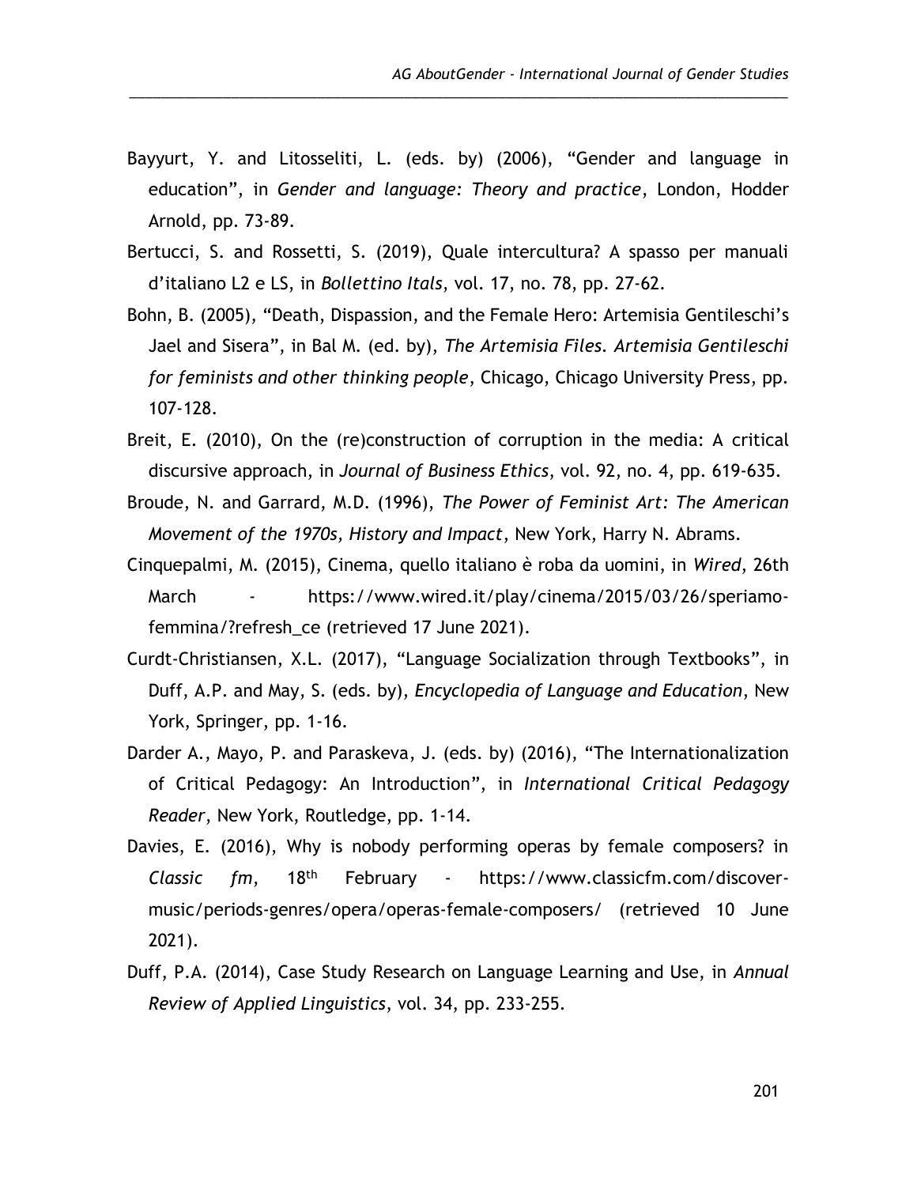Bayyurt, Y. and Litosseliti, L. (eds. by) (2006), "Gender and language in education", in *Gender and language: Theory and practice*, London, Hodder Arnold, pp. 73-89.

Bertucci, S. and Rossetti, S. (2019), Quale intercultura? A spasso per manuali d'italiano L2 e LS, in *Bollettino Itals*, vol. 17, no. 78, pp. 27-62.

Bohn, B. (2005), "Death, Dispassion, and the Female Hero: Artemisia Gentileschi's Jael and Sisera", in Bal M. (ed. by), *The Artemisia Files. Artemisia Gentileschi for feminists and other thinking people*, Chicago, Chicago University Press, pp. 107-128.

Breit, E. (2010), On the (re)construction of corruption in the media: A critical discursive approach, in *Journal of Business Ethics*, vol. 92, no. 4, pp. 619-635.

Broude, N. and Garrard, M.D. (1996), *The Power of Feminist Art: The American Movement of the 1970s, History and Impact*, New York, Harry N. Abrams.

Cinquepalmi, M. (2015), Cinema, quello italiano è roba da uomini, in *Wired*, 26th March - https://www.wired.it/play/cinema/2015/03/26/speriamo-femmina/?refresh_ce (retrieved 17 June 2021).

Curdt-Christiansen, X.L. (2017), "Language Socialization through Textbooks", in Duff, A.P. and May, S. (eds. by), *Encyclopedia of Language and Education*, New York, Springer, pp. 1-16.

Darder A., Mayo, P. and Paraskeva, J. (eds. by) (2016), "The Internationalization of Critical Pedagogy: An Introduction", in *International Critical Pedagogy Reader*, New York, Routledge, pp. 1-14.

Davies, E. (2016), Why is nobody performing operas by female composers? in *Classic fm*, 18th February - https://www.classicfm.com/discover-music/periods-genres/opera/operas-female-composers/ (retrieved 10 June 2021).

Duff, P.A. (2014), Case Study Research on Language Learning and Use, in *Annual Review of Applied Linguistics*, vol. 34, pp. 233-255.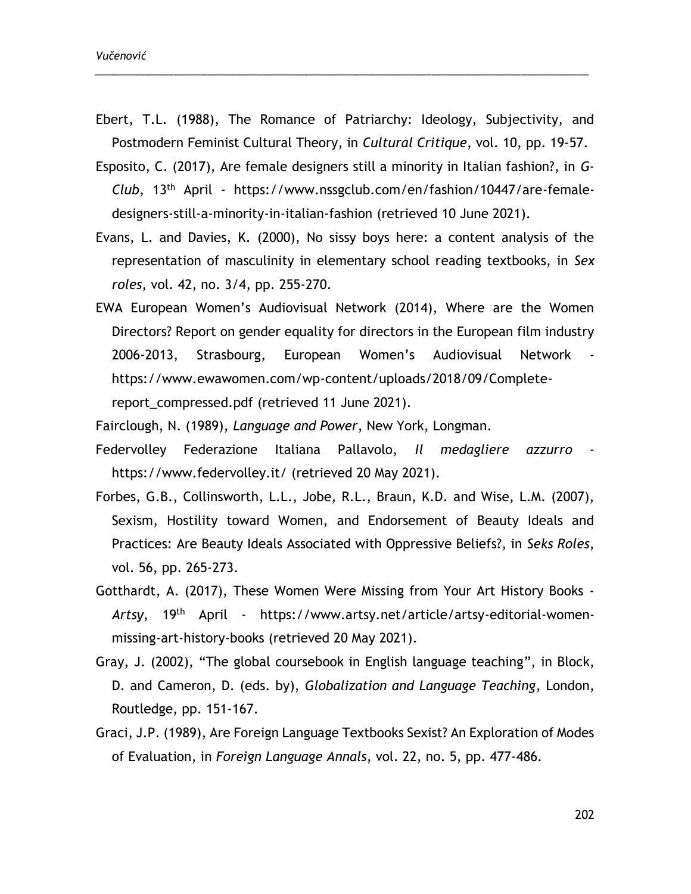Ebert, T.L. (1988), The Romance of Patriarchy: Ideology, Subjectivity, and Postmodern Feminist Cultural Theory, in *Cultural Critique*, vol. 10, pp. 19-57.

Esposito, C. (2017), Are female designers still a minority in Italian fashion?, in *G-Club*, 13th April - https://www.nssgclub.com/en/fashion/10447/are-female-designers-still-a-minority-in-italian-fashion (retrieved 10 June 2021).

Evans, L. and Davies, K. (2000), No sissy boys here: a content analysis of the representation of masculinity in elementary school reading textbooks, in *Sex roles*, vol. 42, no. 3/4, pp. 255-270.

EWA European Women's Audiovisual Network (2014), Where are the Women Directors? Report on gender equality for directors in the European film industry 2006-2013, Strasbourg, European Women's Audiovisual Network - https://www.ewawomen.com/wp-content/uploads/2018/09/Complete-report_compressed.pdf (retrieved 11 June 2021).

Fairclough, N. (1989), *Language and Power*, New York, Longman.

Federvolley Federazione Italiana Pallavolo, *Il medagliere azzurro* - https://www.federvolley.it/ (retrieved 20 May 2021).

Forbes, G.B., Collinsworth, L.L., Jobe, R.L., Braun, K.D. and Wise, L.M. (2007), Sexism, Hostility toward Women, and Endorsement of Beauty Ideals and Practices: Are Beauty Ideals Associated with Oppressive Beliefs?, in *Seks Roles*, vol. 56, pp. 265-273.

Gotthardt, A. (2017), These Women Were Missing from Your Art History Books - *Artsy*, 19th April - https://www.artsy.net/article/artsy-editorial-women-missing-art-history-books (retrieved 20 May 2021).

Gray, J. (2002), "The global coursebook in English language teaching", in Block, D. and Cameron, D. (eds. by), *Globalization and Language Teaching*, London, Routledge, pp. 151-167.

Graci, J.P. (1989), Are Foreign Language Textbooks Sexist? An Exploration of Modes of Evaluation, in *Foreign Language Annals*, vol. 22, no. 5, pp. 477-486.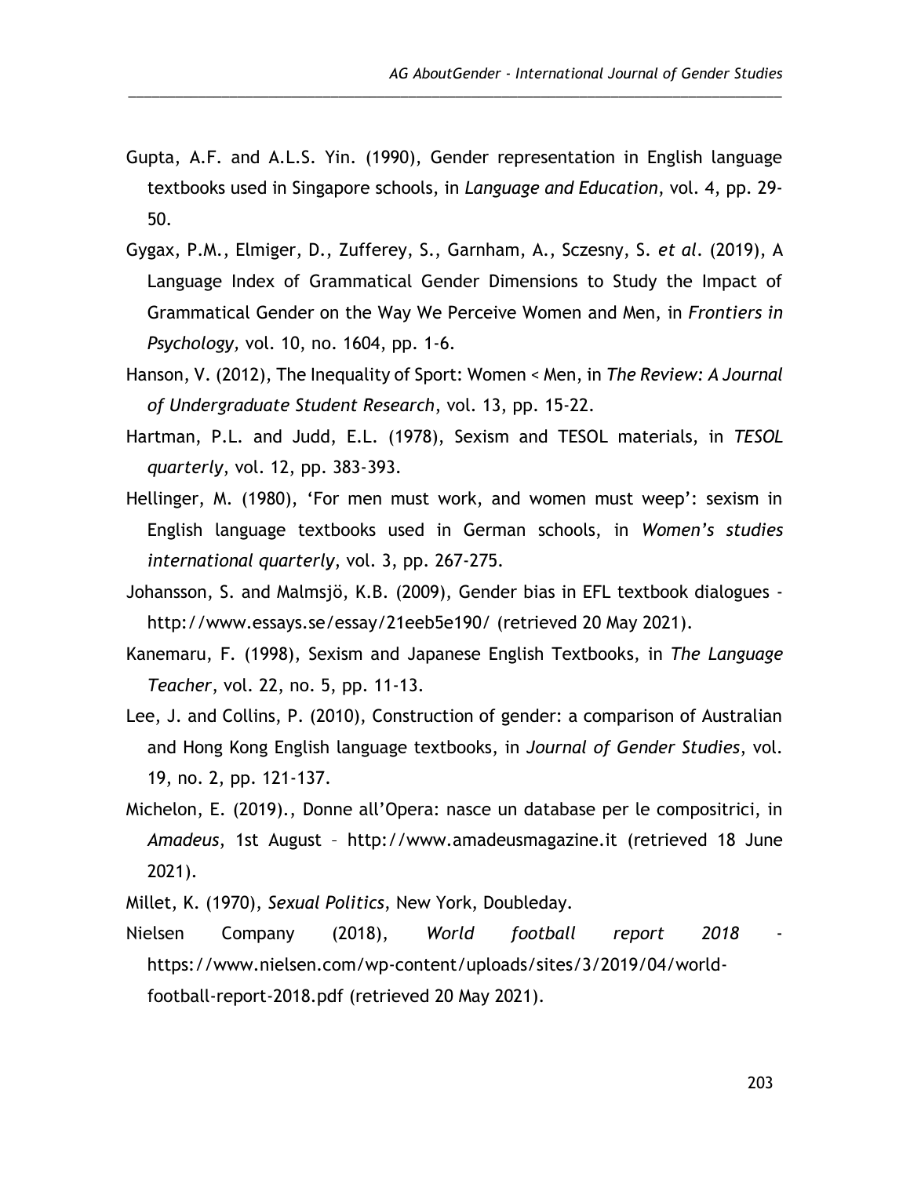Gupta, A.F. and A.L.S. Yin. (1990), Gender representation in English language textbooks used in Singapore schools, in *Language and Education*, vol. 4, pp. 29-50.

Gygax, P.M., Elmiger, D., Zufferey, S., Garnham, A., Sczesny, S. *et al*. (2019), A Language Index of Grammatical Gender Dimensions to Study the Impact of Grammatical Gender on the Way We Perceive Women and Men, in *Frontiers in Psychology,* vol. 10, no. 1604, pp. 1-6.

Hanson, V. (2012), The Inequality of Sport: Women < Men, in *The Review: A Journal of Undergraduate Student Research*, vol. 13, pp. 15-22.

Hartman, P.L. and Judd, E.L. (1978), Sexism and TESOL materials, in *TESOL quarterly*, vol. 12, pp. 383-393.

Hellinger, M. (1980), 'For men must work, and women must weep': sexism in English language textbooks used in German schools, in *Women's studies international quarterly*, vol. 3, pp. 267-275.

Johansson, S. and Malmsjö, K.B. (2009), Gender bias in EFL textbook dialogues - http://www.essays.se/essay/21eeb5e190/ (retrieved 20 May 2021).

Kanemaru, F. (1998), Sexism and Japanese English Textbooks, in *The Language Teacher*, vol. 22, no. 5, pp. 11-13.

Lee, J. and Collins, P. (2010), Construction of gender: a comparison of Australian and Hong Kong English language textbooks, in *Journal of Gender Studies*, vol. 19, no. 2, pp. 121-137.

Michelon, E. (2019)., Donne all'Opera: nasce un database per le compositrici, in *Amadeus*, 1st August – http://www.amadeusmagazine.it (retrieved 18 June 2021).

Millet, K. (1970), *Sexual Politics*, New York, Doubleday.

Nielsen Company (2018), *World football report 2018* - https://www.nielsen.com/wp-content/uploads/sites/3/2019/04/world-football-report-2018.pdf (retrieved 20 May 2021).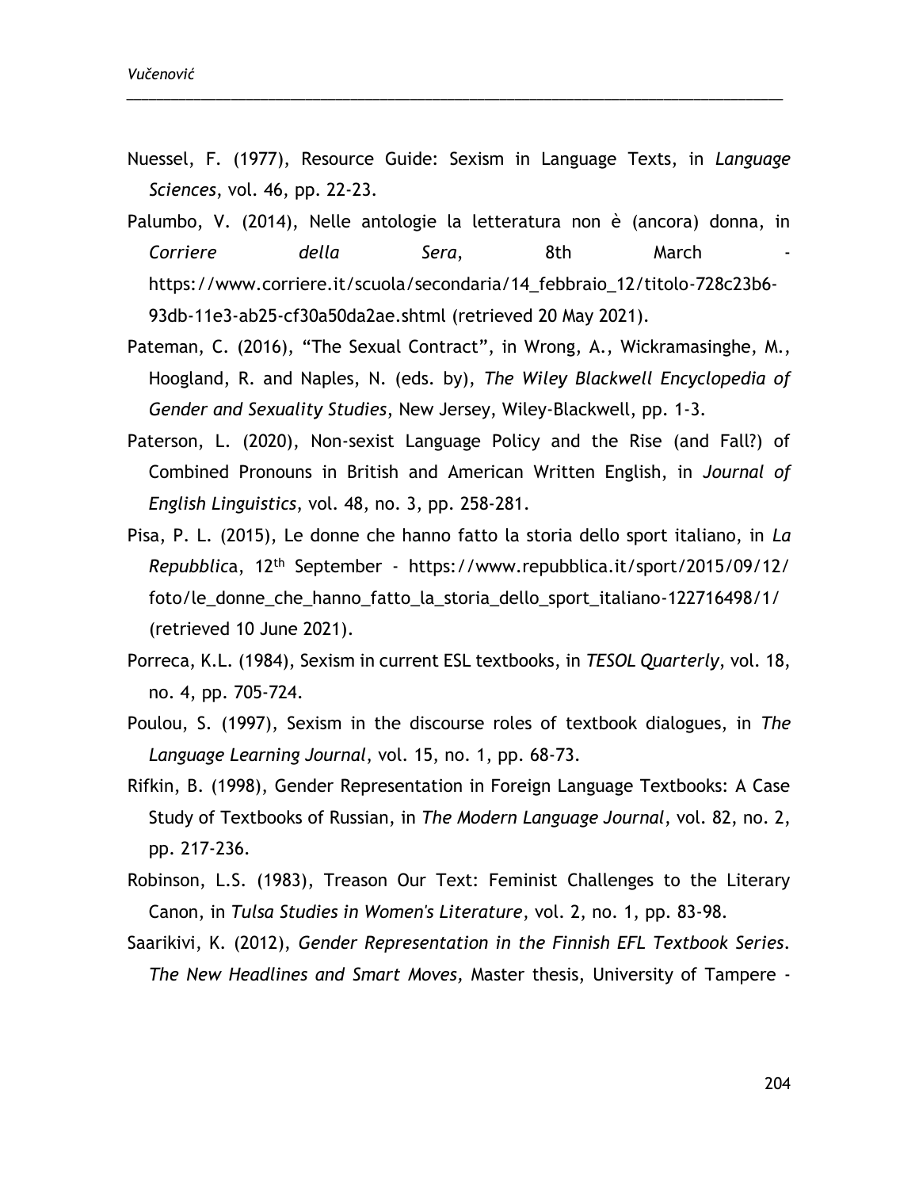Nuessel, F. (1977), Resource Guide: Sexism in Language Texts, in *Language Sciences*, vol. 46, pp. 22-23.

Palumbo, V. (2014), Nelle antologie la letteratura non è (ancora) donna, in *Corriere della Sera*, 8th March - https://www.corriere.it/scuola/secondaria/14_febbraio_12/titolo-728c23b6-93db-11e3-ab25-cf30a50da2ae.shtml (retrieved 20 May 2021).

Pateman, C. (2016), "The Sexual Contract", in Wrong, A., Wickramasinghe, M., Hoogland, R. and Naples, N. (eds. by), *The Wiley Blackwell Encyclopedia of Gender and Sexuality Studies*, New Jersey, Wiley-Blackwell, pp. 1-3.

Paterson, L. (2020), Non-sexist Language Policy and the Rise (and Fall?) of Combined Pronouns in British and American Written English, in *Journal of English Linguistics*, vol. 48, no. 3, pp. 258-281.

Pisa, P. L. (2015), Le donne che hanno fatto la storia dello sport italiano, in *La Repubblica*, 12th September - https://www.repubblica.it/sport/2015/09/12/foto/le_donne_che_hanno_fatto_la_storia_dello_sport_italiano-122716498/1/ (retrieved 10 June 2021).

Porreca, K.L. (1984), Sexism in current ESL textbooks, in *TESOL Quarterly*, vol. 18, no. 4, pp. 705-724.

Poulou, S. (1997), Sexism in the discourse roles of textbook dialogues, in *The Language Learning Journal*, vol. 15, no. 1, pp. 68-73.

Rifkin, B. (1998), Gender Representation in Foreign Language Textbooks: A Case Study of Textbooks of Russian, in *The Modern Language Journal*, vol. 82, no. 2, pp. 217-236.

Robinson, L.S. (1983), Treason Our Text: Feminist Challenges to the Literary Canon, in *Tulsa Studies in Women's Literature*, vol. 2, no. 1, pp. 83-98.

Saarikivi, K. (2012), *Gender Representation in the Finnish EFL Textbook Series. The New Headlines and Smart Moves,* Master thesis, University of Tampere -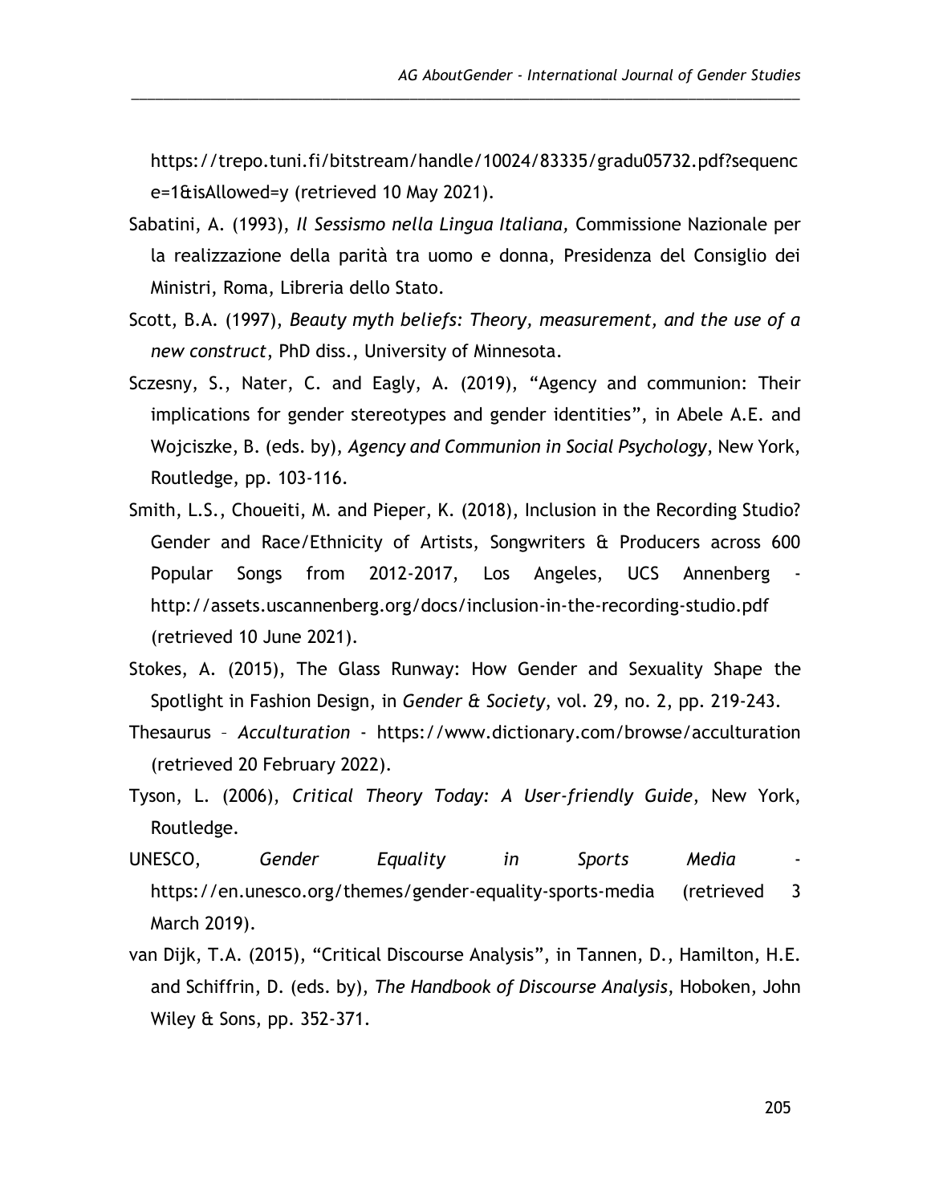https://trepo.tuni.fi/bitstream/handle/10024/83335/gradu05732.pdf?sequence=1&isAllowed=y (retrieved 10 May 2021).

Sabatini, A. (1993), *Il Sessismo nella Lingua Italiana,* Commissione Nazionale per la realizzazione della parità tra uomo e donna, Presidenza del Consiglio dei Ministri, Roma, Libreria dello Stato.

Scott, B.A. (1997), *Beauty myth beliefs: Theory, measurement, and the use of a new construct*, PhD diss., University of Minnesota.

Sczesny, S., Nater, C. and Eagly, A. (2019), "Agency and communion: Their implications for gender stereotypes and gender identities", in Abele A.E. and Wojciszke, B. (eds. by), *Agency and Communion in Social Psychology*, New York, Routledge, pp. 103-116.

Smith, L.S., Choueiti, M. and Pieper, K. (2018), Inclusion in the Recording Studio? Gender and Race/Ethnicity of Artists, Songwriters & Producers across 600 Popular Songs from 2012-2017, Los Angeles, UCS Annenberg - http://assets.uscannenberg.org/docs/inclusion-in-the-recording-studio.pdf (retrieved 10 June 2021).

Stokes, A. (2015), The Glass Runway: How Gender and Sexuality Shape the Spotlight in Fashion Design, in *Gender & Society*, vol. 29, no. 2, pp. 219-243.

Thesaurus – *Acculturation* - https://www.dictionary.com/browse/acculturation (retrieved 20 February 2022).

Tyson, L. (2006), *Critical Theory Today: A User-friendly Guide*, New York, Routledge.

UNESCO, *Gender Equality in Sports Media* - https://en.unesco.org/themes/gender-equality-sports-media (retrieved 3 March 2019).

van Dijk, T.A. (2015), "Critical Discourse Analysis", in Tannen, D., Hamilton, H.E. and Schiffrin, D. (eds. by), *The Handbook of Discourse Analysis*, Hoboken, John Wiley & Sons, pp. 352-371.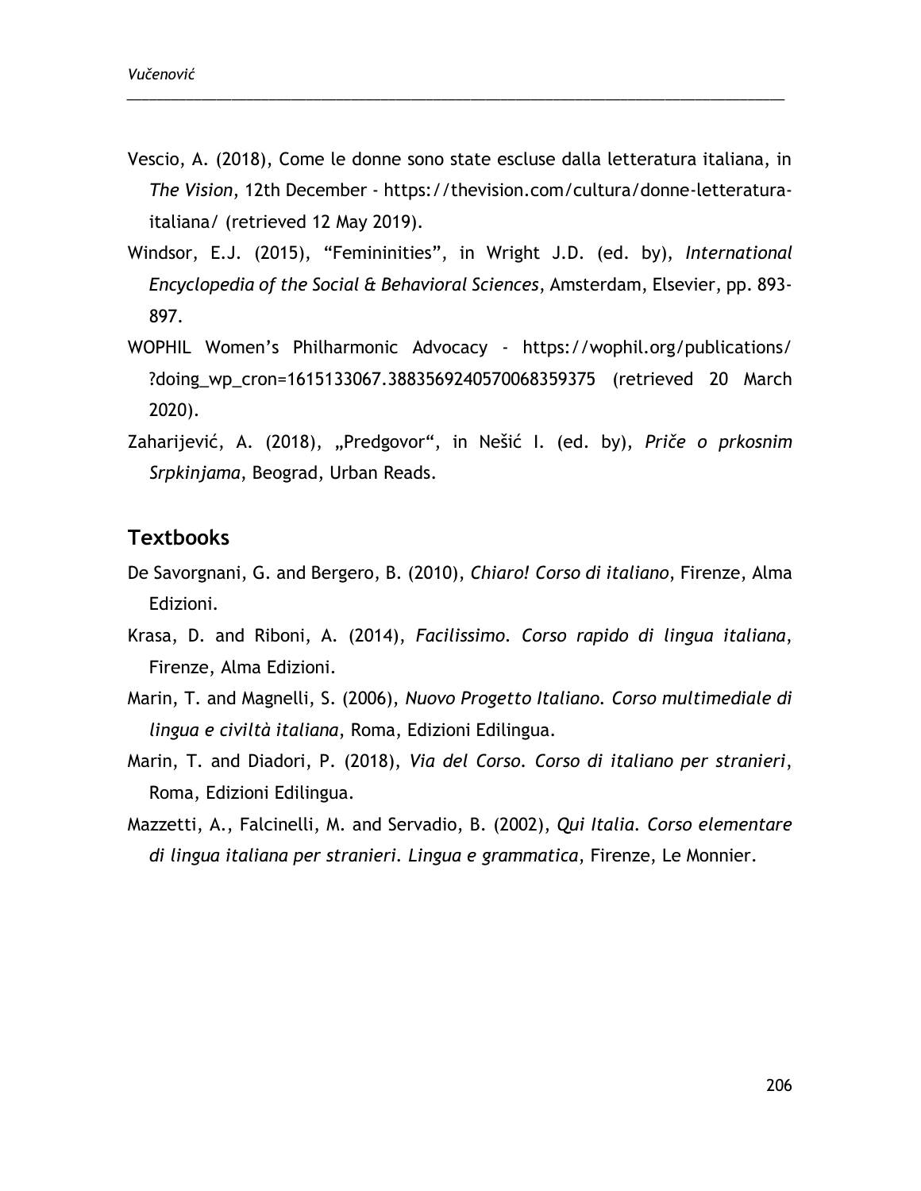Vescio, A. (2018), Come le donne sono state escluse dalla letteratura italiana, in *The Vision*, 12th December - https://thevision.com/cultura/donne-letteratura-italiana/ (retrieved 12 May 2019).

Windsor, E.J. (2015), "Femininities", in Wright J.D. (ed. by), *International Encyclopedia of the Social & Behavioral Sciences*, Amsterdam, Elsevier, pp. 893-897.

WOPHIL Women's Philharmonic Advocacy - https://wophil.org/publications/?doing_wp_cron=1615133067.3883569240570068359375 (retrieved 20 March 2020).

Zaharijević, A. (2018), „Predgovor", in Nešić I. (ed. by), *Priče o prkosnim Srpkinjama*, Beograd, Urban Reads.

## Textbooks

De Savorgnani, G. and Bergero, B. (2010), *Chiaro! Corso di italiano*, Firenze, Alma Edizioni.

Krasa, D. and Riboni, A. (2014), *Facilissimo. Corso rapido di lingua italiana*, Firenze, Alma Edizioni.

Marin, T. and Magnelli, S. (2006), *Nuovo Progetto Italiano. Corso multimediale di lingua e civiltà italiana*, Roma, Edizioni Edilingua.

Marin, T. and Diadori, P. (2018), *Via del Corso. Corso di italiano per stranieri*, Roma, Edizioni Edilingua.

Mazzetti, A., Falcinelli, M. and Servadio, B. (2002), *Qui Italia. Corso elementare di lingua italiana per stranieri. Lingua e grammatica*, Firenze, Le Monnier.